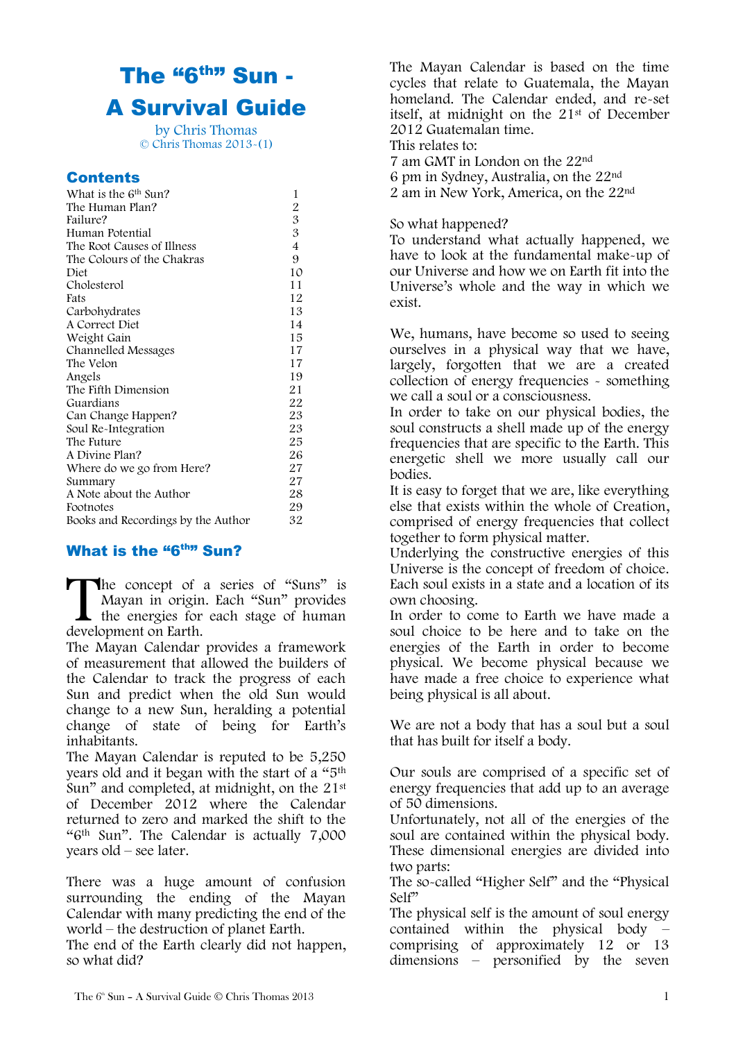# The "6th" Sun - A Survival Guide

by Chris Thomas
© Chris Thomas 2013-(1)

## Contents

| | |
|---|---|
| What is the 6th Sun? | 1 |
| The Human Plan? | 2 |
| Failure? | 3 |
| Human Potential | 3 |
| The Root Causes of Illness | 4 |
| The Colours of the Chakras | 9 |
| Diet | 10 |
| Cholesterol | 11 |
| Fats | 12 |
| Carbohydrates | 13 |
| A Correct Diet | 14 |
| Weight Gain | 15 |
| Channelled Messages | 17 |
| The Velon | 17 |
| Angels | 19 |
| The Fifth Dimension | 21 |
| Guardians | 22 |
| Can Change Happen? | 23 |
| Soul Re-Integration | 23 |
| The Future | 25 |
| A Divine Plan? | 26 |
| Where do we go from Here? | 27 |
| Summary | 27 |
| A Note about the Author | 28 |
| Footnotes | 29 |
| Books and Recordings by the Author | 32 |

## What is the "6th" Sun?

The concept of a series of "Suns" is Mayan in origin. Each "Sun" provides the energies for each stage of human development on Earth.

The Mayan Calendar provides a framework of measurement that allowed the builders of the Calendar to track the progress of each Sun and predict when the old Sun would change to a new Sun, heralding a potential change of state of being for Earth's inhabitants.

The Mayan Calendar is reputed to be 5,250 years old and it began with the start of a "5th Sun" and completed, at midnight, on the 21st of December 2012 where the Calendar returned to zero and marked the shift to the "6th Sun". The Calendar is actually 7,000 years old – see later.

There was a huge amount of confusion surrounding the ending of the Mayan Calendar with many predicting the end of the world – the destruction of planet Earth.

The end of the Earth clearly did not happen, so what did?

The Mayan Calendar is based on the time cycles that relate to Guatemala, the Mayan homeland. The Calendar ended, and re-set itself, at midnight on the 21st of December 2012 Guatemalan time.

This relates to:

7 am GMT in London on the 22nd

6 pm in Sydney, Australia, on the 22nd

2 am in New York, America, on the 22nd

So what happened?

To understand what actually happened, we have to look at the fundamental make-up of our Universe and how we on Earth fit into the Universe's whole and the way in which we exist.

We, humans, have become so used to seeing ourselves in a physical way that we have, largely, forgotten that we are a created collection of energy frequencies - something we call a soul or a consciousness.

In order to take on our physical bodies, the soul constructs a shell made up of the energy frequencies that are specific to the Earth. This energetic shell we more usually call our bodies.

It is easy to forget that we are, like everything else that exists within the whole of Creation, comprised of energy frequencies that collect together to form physical matter.

Underlying the constructive energies of this Universe is the concept of freedom of choice. Each soul exists in a state and a location of its own choosing.

In order to come to Earth we have made a soul choice to be here and to take on the energies of the Earth in order to become physical. We become physical because we have made a free choice to experience what being physical is all about.

We are not a body that has a soul but a soul that has built for itself a body.

Our souls are comprised of a specific set of energy frequencies that add up to an average of 50 dimensions.

Unfortunately, not all of the energies of the soul are contained within the physical body. These dimensional energies are divided into two parts:

The so-called "Higher Self" and the "Physical Self"

The physical self is the amount of soul energy contained within the physical body – comprising of approximately 12 or 13 dimensions – personified by the seven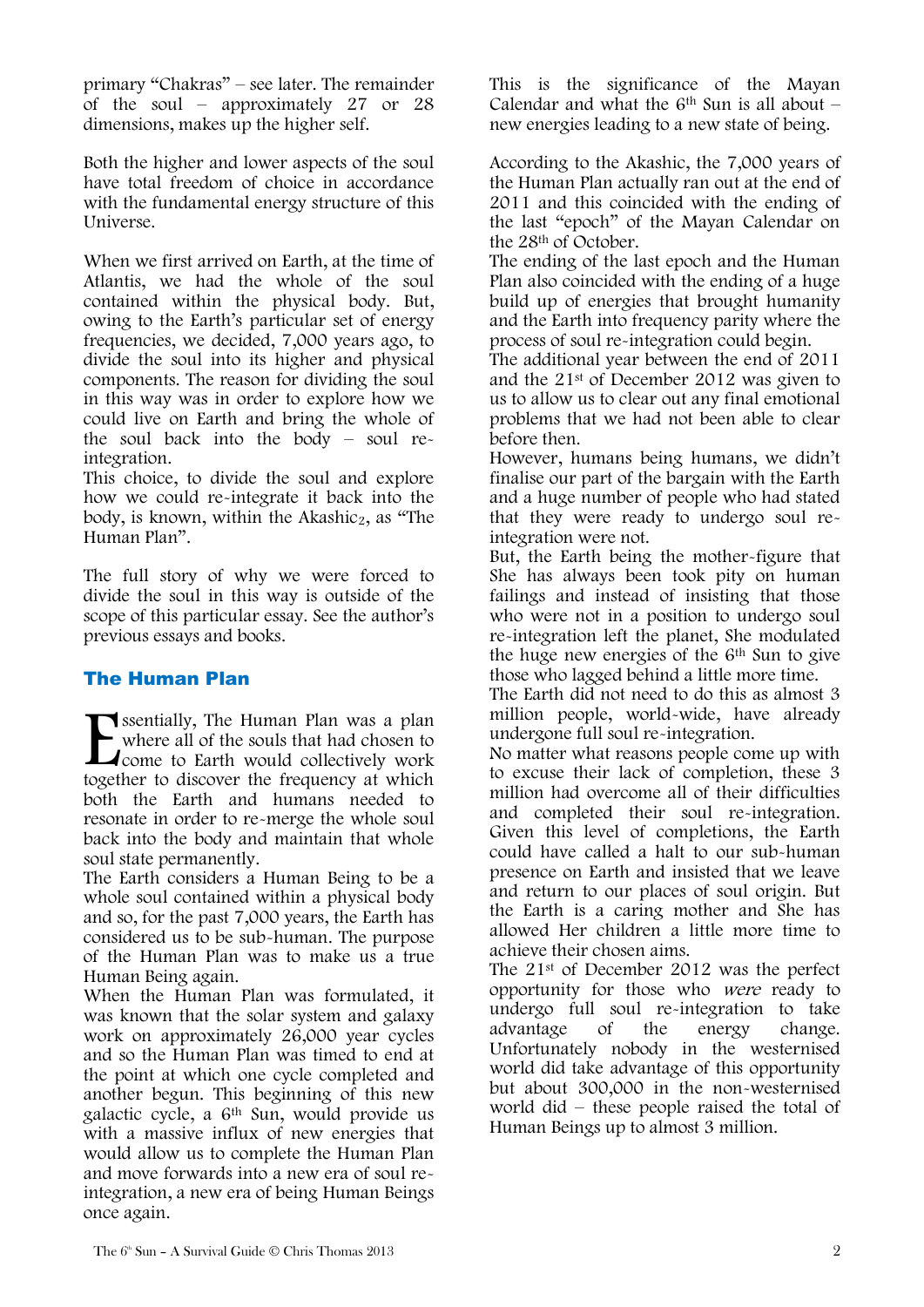primary "Chakras" – see later. The remainder of the soul – approximately 27 or 28 dimensions, makes up the higher self.

Both the higher and lower aspects of the soul have total freedom of choice in accordance with the fundamental energy structure of this Universe.

When we first arrived on Earth, at the time of Atlantis, we had the whole of the soul contained within the physical body. But, owing to the Earth's particular set of energy frequencies, we decided, 7,000 years ago, to divide the soul into its higher and physical components. The reason for dividing the soul in this way was in order to explore how we could live on Earth and bring the whole of the soul back into the body – soul re-integration.

This choice, to divide the soul and explore how we could re-integrate it back into the body, is known, within the Akashic[2], as "The Human Plan".

The full story of why we were forced to divide the soul in this way is outside of the scope of this particular essay. See the author's previous essays and books.

## The Human Plan

Essentially, The Human Plan was a plan where all of the souls that had chosen to come to Earth would collectively work together to discover the frequency at which both the Earth and humans needed to resonate in order to re-merge the whole soul back into the body and maintain that whole soul state permanently.

The Earth considers a Human Being to be a whole soul contained within a physical body and so, for the past 7,000 years, the Earth has considered us to be sub-human. The purpose of the Human Plan was to make us a true Human Being again.

When the Human Plan was formulated, it was known that the solar system and galaxy work on approximately 26,000 year cycles and so the Human Plan was timed to end at the point at which one cycle completed and another begun. This beginning of this new galactic cycle, a 6th Sun, would provide us with a massive influx of new energies that would allow us to complete the Human Plan and move forwards into a new era of soul re-integration, a new era of being Human Beings once again.

This is the significance of the Mayan Calendar and what the 6th Sun is all about – new energies leading to a new state of being.

According to the Akashic, the 7,000 years of the Human Plan actually ran out at the end of 2011 and this coincided with the ending of the last "epoch" of the Mayan Calendar on the 28th of October.

The ending of the last epoch and the Human Plan also coincided with the ending of a huge build up of energies that brought humanity and the Earth into frequency parity where the process of soul re-integration could begin.

The additional year between the end of 2011 and the 21st of December 2012 was given to us to allow us to clear out any final emotional problems that we had not been able to clear before then.

However, humans being humans, we didn't finalise our part of the bargain with the Earth and a huge number of people who had stated that they were ready to undergo soul re-integration were not.

But, the Earth being the mother-figure that She has always been took pity on human failings and instead of insisting that those who were not in a position to undergo soul re-integration left the planet, She modulated the huge new energies of the 6th Sun to give those who lagged behind a little more time.

The Earth did not need to do this as almost 3 million people, world-wide, have already undergone full soul re-integration.

No matter what reasons people come up with to excuse their lack of completion, these 3 million had overcome all of their difficulties and completed their soul re-integration. Given this level of completions, the Earth could have called a halt to our sub-human presence on Earth and insisted that we leave and return to our places of soul origin. But the Earth is a caring mother and She has allowed Her children a little more time to achieve their chosen aims.

The 21st of December 2012 was the perfect opportunity for those who *were* ready to undergo full soul re-integration to take advantage of the energy change. Unfortunately nobody in the westernised world did take advantage of this opportunity but about 300,000 in the non-westernised world did – these people raised the total of Human Beings up to almost 3 million.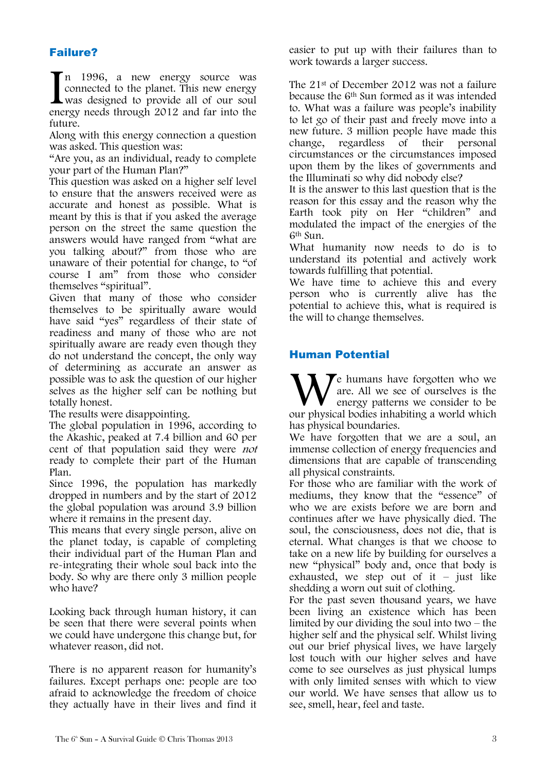## Failure?

In 1996, a new energy source was connected to the planet. This new energy was designed to provide all of our soul energy needs through 2012 and far into the future.

Along with this energy connection a question was asked. This question was:

"Are you, as an individual, ready to complete your part of the Human Plan?"

This question was asked on a higher self level to ensure that the answers received were as accurate and honest as possible. What is meant by this is that if you asked the average person on the street the same question the answers would have ranged from "what are you talking about?" from those who are unaware of their potential for change, to "of course I am" from those who consider themselves "spiritual".

Given that many of those who consider themselves to be spiritually aware would have said "yes" regardless of their state of readiness and many of those who are not spiritually aware are ready even though they do not understand the concept, the only way of determining as accurate an answer as possible was to ask the question of our higher selves as the higher self can be nothing but totally honest.

The results were disappointing.

The global population in 1996, according to the Akashic, peaked at 7.4 billion and 60 per cent of that population said they were *not* ready to complete their part of the Human Plan.

Since 1996, the population has markedly dropped in numbers and by the start of 2012 the global population was around 3.9 billion where it remains in the present day.

This means that every single person, alive on the planet today, is capable of completing their individual part of the Human Plan and re-integrating their whole soul back into the body. So why are there only 3 million people who have?

Looking back through human history, it can be seen that there were several points when we could have undergone this change but, for whatever reason, did not.

There is no apparent reason for humanity's failures. Except perhaps one: people are too afraid to acknowledge the freedom of choice they actually have in their lives and find it easier to put up with their failures than to work towards a larger success.

The 21st of December 2012 was not a failure because the 6th Sun formed as it was intended to. What was a failure was people's inability to let go of their past and freely move into a new future. 3 million people have made this change, regardless of their personal circumstances or the circumstances imposed upon them by the likes of governments and the Illuminati so why did nobody else?

It is the answer to this last question that is the reason for this essay and the reason why the Earth took pity on Her "children" and modulated the impact of the energies of the 6th Sun.

What humanity now needs to do is to understand its potential and actively work towards fulfilling that potential.

We have time to achieve this and every person who is currently alive has the potential to achieve this, what is required is the will to change themselves.

## Human Potential

We humans have forgotten who we are. All we see of ourselves is the energy patterns we consider to be our physical bodies inhabiting a world which has physical boundaries.

We have forgotten that we are a soul, an immense collection of energy frequencies and dimensions that are capable of transcending all physical constraints.

For those who are familiar with the work of mediums, they know that the "essence" of who we are exists before we are born and continues after we have physically died. The soul, the consciousness, does not die, that is eternal. What changes is that we choose to take on a new life by building for ourselves a new "physical" body and, once that body is exhausted, we step out of it – just like shedding a worn out suit of clothing.

For the past seven thousand years, we have been living an existence which has been limited by our dividing the soul into two – the higher self and the physical self. Whilst living out our brief physical lives, we have largely lost touch with our higher selves and have come to see ourselves as just physical lumps with only limited senses with which to view our world. We have senses that allow us to see, smell, hear, feel and taste.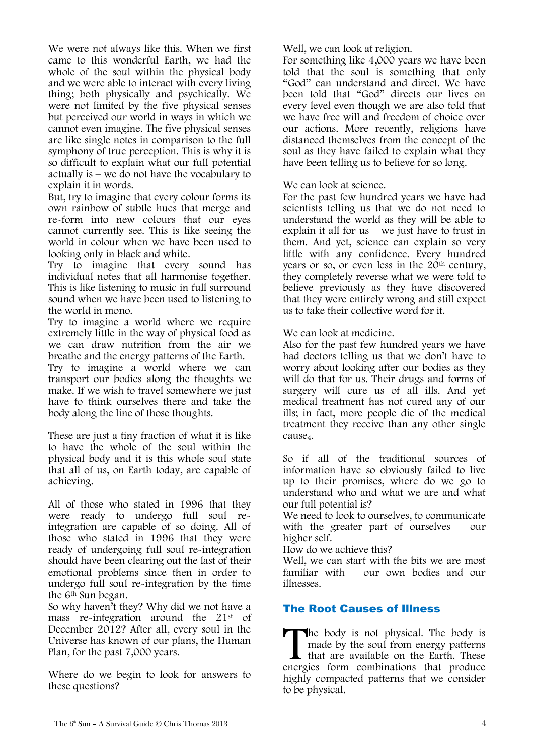We were not always like this. When we first came to this wonderful Earth, we had the whole of the soul within the physical body and we were able to interact with every living thing; both physically and psychically. We were not limited by the five physical senses but perceived our world in ways in which we cannot even imagine. The five physical senses are like single notes in comparison to the full symphony of true perception. This is why it is so difficult to explain what our full potential actually is – we do not have the vocabulary to explain it in words.

But, try to imagine that every colour forms its own rainbow of subtle hues that merge and re-form into new colours that our eyes cannot currently see. This is like seeing the world in colour when we have been used to looking only in black and white.

Try to imagine that every sound has individual notes that all harmonise together. This is like listening to music in full surround sound when we have been used to listening to the world in mono.

Try to imagine a world where we require extremely little in the way of physical food as we can draw nutrition from the air we breathe and the energy patterns of the Earth.

Try to imagine a world where we can transport our bodies along the thoughts we make. If we wish to travel somewhere we just have to think ourselves there and take the body along the line of those thoughts.

These are just a tiny fraction of what it is like to have the whole of the soul within the physical body and it is this whole soul state that all of us, on Earth today, are capable of achieving.

All of those who stated in 1996 that they were ready to undergo full soul re-integration are capable of so doing. All of those who stated in 1996 that they were ready of undergoing full soul re-integration should have been clearing out the last of their emotional problems since then in order to undergo full soul re-integration by the time the 6th Sun began.

So why haven't they? Why did we not have a mass re-integration around the 21st of December 2012? After all, every soul in the Universe has known of our plans, the Human Plan, for the past 7,000 years.

Where do we begin to look for answers to these questions?

Well, we can look at religion.

For something like 4,000 years we have been told that the soul is something that only "God" can understand and direct. We have been told that "God" directs our lives on every level even though we are also told that we have free will and freedom of choice over our actions. More recently, religions have distanced themselves from the concept of the soul as they have failed to explain what they have been telling us to believe for so long.

We can look at science.

For the past few hundred years we have had scientists telling us that we do not need to understand the world as they will be able to explain it all for us – we just have to trust in them. And yet, science can explain so very little with any confidence. Every hundred years or so, or even less in the 20th century, they completely reverse what we were told to believe previously as they have discovered that they were entirely wrong and still expect us to take their collective word for it.

We can look at medicine.

Also for the past few hundred years we have had doctors telling us that we don't have to worry about looking after our bodies as they will do that for us. Their drugs and forms of surgery will cure us of all ills. And yet medical treatment has not cured any of our ills; in fact, more people die of the medical treatment they receive than any other single cause[4].

So if all of the traditional sources of information have so obviously failed to live up to their promises, where do we go to understand who and what we are and what our full potential is?

We need to look to ourselves, to communicate with the greater part of ourselves – our higher self.

How do we achieve this?

Well, we can start with the bits we are most familiar with – our own bodies and our illnesses.

## The Root Causes of Illness

The body is not physical. The body is made by the soul from energy patterns that are available on the Earth. These energies form combinations that produce highly compacted patterns that we consider to be physical.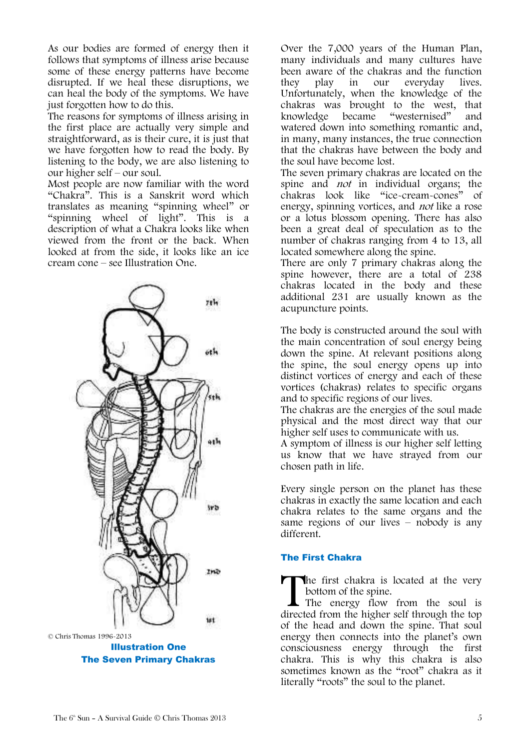As our bodies are formed of energy then it follows that symptoms of illness arise because some of these energy patterns have become disrupted. If we heal these disruptions, we can heal the body of the symptoms. We have just forgotten how to do this.

The reasons for symptoms of illness arising in the first place are actually very simple and straightforward, as is their cure, it is just that we have forgotten how to read the body. By listening to the body, we are also listening to our higher self – our soul.

Most people are now familiar with the word "Chakra". This is a Sanskrit word which translates as meaning "spinning wheel" or "spinning wheel of light". This is a description of what a Chakra looks like when viewed from the front or the back. When looked at from the side, it looks like an ice cream cone – see Illustration One.

© Chris Thomas 1996-2013

**Illustration One**
**The Seven Primary Chakras**

Over the 7,000 years of the Human Plan, many individuals and many cultures have been aware of the chakras and the function they play in our everyday lives. Unfortunately, when the knowledge of the chakras was brought to the west, that knowledge became "westernised" and watered down into something romantic and, in many, many instances, the true connection that the chakras have between the body and the soul have become lost.

The seven primary chakras are located on the spine and *not* in individual organs; the chakras look like "ice-cream-cones" of energy, spinning vortices, and *not* like a rose or a lotus blossom opening. There has also been a great deal of speculation as to the number of chakras ranging from 4 to 13, all located somewhere along the spine.

There are only 7 primary chakras along the spine however, there are a total of 238 chakras located in the body and these additional 231 are usually known as the acupuncture points.

The body is constructed around the soul with the main concentration of soul energy being down the spine. At relevant positions along the spine, the soul energy opens up into distinct vortices of energy and each of these vortices (chakras) relates to specific organs and to specific regions of our lives.

The chakras are the energies of the soul made physical and the most direct way that our higher self uses to communicate with us.

A symptom of illness is our higher self letting us know that we have strayed from our chosen path in life.

Every single person on the planet has these chakras in exactly the same location and each chakra relates to the same organs and the same regions of our lives – nobody is any different.

### The First Chakra

The first chakra is located at the very bottom of the spine.

The energy flow from the soul is directed from the higher self through the top of the head and down the spine. That soul energy then connects into the planet's own consciousness energy through the first chakra. This is why this chakra is also sometimes known as the "root" chakra as it literally "roots" the soul to the planet.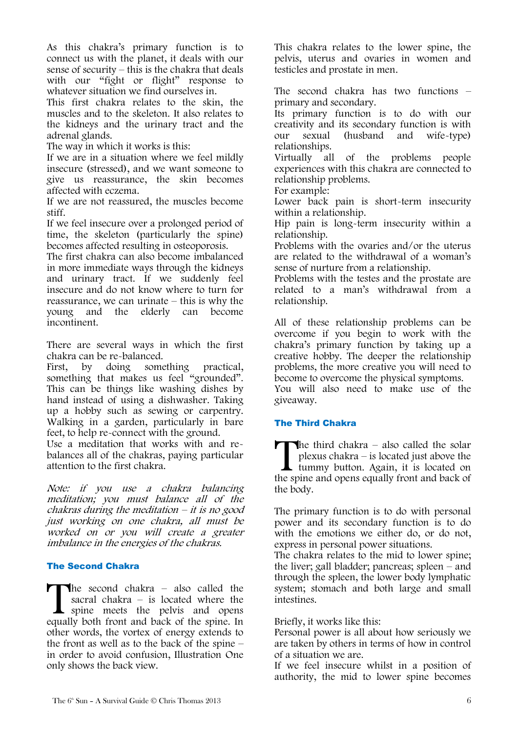As this chakra's primary function is to connect us with the planet, it deals with our sense of security – this is the chakra that deals with our "fight or flight" response to whatever situation we find ourselves in.
This first chakra relates to the skin, the muscles and to the skeleton. It also relates to the kidneys and the urinary tract and the adrenal glands.
The way in which it works is this:
If we are in a situation where we feel mildly insecure (stressed), and we want someone to give us reassurance, the skin becomes affected with eczema.
If we are not reassured, the muscles become stiff.
If we feel insecure over a prolonged period of time, the skeleton (particularly the spine) becomes affected resulting in osteoporosis.
The first chakra can also become imbalanced in more immediate ways through the kidneys and urinary tract. If we suddenly feel insecure and do not know where to turn for reassurance, we can urinate – this is why the young and the elderly can become incontinent.

There are several ways in which the first chakra can be re-balanced.
First, by doing something practical, something that makes us feel "grounded". This can be things like washing dishes by hand instead of using a dishwasher. Taking up a hobby such as sewing or carpentry. Walking in a garden, particularly in bare feet, to help re-connect with the ground.
Use a meditation that works with and re-balances all of the chakras, paying particular attention to the first chakra.

*Note: if you use a chakra balancing meditation; you must balance all of the chakras during the meditation – it is no good just working on one chakra, all must be worked on or you will create a greater imbalance in the energies of the chakras.*

## The Second Chakra

The second chakra – also called the sacral chakra – is located where the spine meets the pelvis and opens equally both front and back of the spine. In other words, the vortex of energy extends to the front as well as to the back of the spine – in order to avoid confusion, Illustration One only shows the back view.

This chakra relates to the lower spine, the pelvis, uterus and ovaries in women and testicles and prostate in men.

The second chakra has two functions – primary and secondary.
Its primary function is to do with our creativity and its secondary function is with our sexual (husband and wife-type) relationships.
Virtually all of the problems people experiences with this chakra are connected to relationship problems.
For example:
Lower back pain is short-term insecurity within a relationship.
Hip pain is long-term insecurity within a relationship.
Problems with the ovaries and/or the uterus are related to the withdrawal of a woman's sense of nurture from a relationship.
Problems with the testes and the prostate are related to a man's withdrawal from a relationship.

All of these relationship problems can be overcome if you begin to work with the chakra's primary function by taking up a creative hobby. The deeper the relationship problems, the more creative you will need to become to overcome the physical symptoms.
You will also need to make use of the giveaway.

## The Third Chakra

The third chakra – also called the solar plexus chakra – is located just above the tummy button. Again, it is located on the spine and opens equally front and back of the body.

The primary function is to do with personal power and its secondary function is to do with the emotions we either do, or do not, express in personal power situations.
The chakra relates to the mid to lower spine; the liver; gall bladder; pancreas; spleen – and through the spleen, the lower body lymphatic system; stomach and both large and small intestines.

Briefly, it works like this:
Personal power is all about how seriously we are taken by others in terms of how in control of a situation we are.
If we feel insecure whilst in a position of authority, the mid to lower spine becomes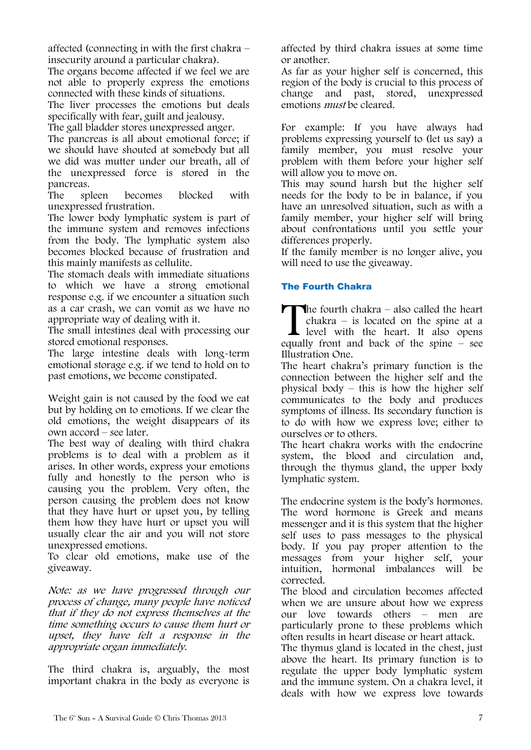affected (connecting in with the first chakra – insecurity around a particular chakra).

The organs become affected if we feel we are not able to properly express the emotions connected with these kinds of situations.

The liver processes the emotions but deals specifically with fear, guilt and jealousy.

The gall bladder stores unexpressed anger.

The pancreas is all about emotional force; if we should have shouted at somebody but all we did was mutter under our breath, all of the unexpressed force is stored in the pancreas.

The spleen becomes blocked with unexpressed frustration.

The lower body lymphatic system is part of the immune system and removes infections from the body. The lymphatic system also becomes blocked because of frustration and this mainly manifests as cellulite.

The stomach deals with immediate situations to which we have a strong emotional response e.g. if we encounter a situation such as a car crash, we can vomit as we have no appropriate way of dealing with it.

The small intestines deal with processing our stored emotional responses.

The large intestine deals with long-term emotional storage e.g. if we tend to hold on to past emotions, we become constipated.

Weight gain is not caused by the food we eat but by holding on to emotions. If we clear the old emotions, the weight disappears of its own accord – see later.

The best way of dealing with third chakra problems is to deal with a problem as it arises. In other words, express your emotions fully and honestly to the person who is causing you the problem. Very often, the person causing the problem does not know that they have hurt or upset you, by telling them how they have hurt or upset you will usually clear the air and you will not store unexpressed emotions.

To clear old emotions, make use of the giveaway.

*Note: as we have progressed through our process of change, many people have noticed that if they do not express themselves at the time something occurs to cause them hurt or upset, they have felt a response in the appropriate organ immediately.*

The third chakra is, arguably, the most important chakra in the body as everyone is affected by third chakra issues at some time or another.

As far as your higher self is concerned, this region of the body is crucial to this process of change and past, stored, unexpressed emotions *must* be cleared.

For example: If you have always had problems expressing yourself to (let us say) a family member, you must resolve your problem with them before your higher self will allow you to move on.

This may sound harsh but the higher self needs for the body to be in balance, if you have an unresolved situation, such as with a family member, your higher self will bring about confrontations until you settle your differences properly.

If the family member is no longer alive, you will need to use the giveaway.

### The Fourth Chakra

The fourth chakra – also called the heart chakra – is located on the spine at a level with the heart. It also opens equally front and back of the spine – see Illustration One.

The heart chakra's primary function is the connection between the higher self and the physical body – this is how the higher self communicates to the body and produces symptoms of illness. Its secondary function is to do with how we express love; either to ourselves or to others.

The heart chakra works with the endocrine system, the blood and circulation and, through the thymus gland, the upper body lymphatic system.

The endocrine system is the body's hormones. The word hormone is Greek and means messenger and it is this system that the higher self uses to pass messages to the physical body. If you pay proper attention to the messages from your higher self, your intuition, hormonal imbalances will be corrected.

The blood and circulation becomes affected when we are unsure about how we express our love towards others – men are particularly prone to these problems which often results in heart disease or heart attack.

The thymus gland is located in the chest, just above the heart. Its primary function is to regulate the upper body lymphatic system and the immune system. On a chakra level, it deals with how we express love towards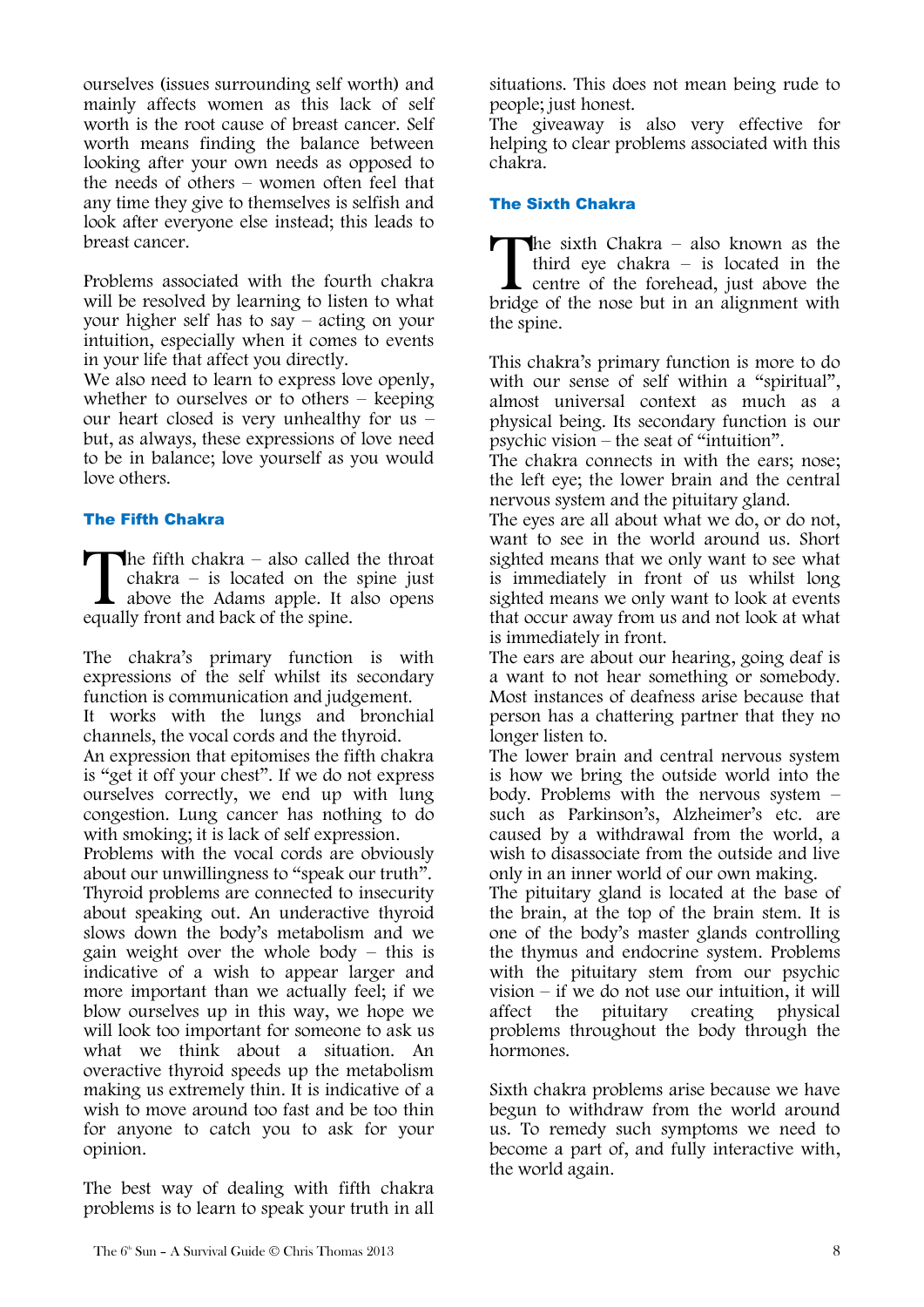ourselves (issues surrounding self worth) and mainly affects women as this lack of self worth is the root cause of breast cancer. Self worth means finding the balance between looking after your own needs as opposed to the needs of others – women often feel that any time they give to themselves is selfish and look after everyone else instead; this leads to breast cancer.

Problems associated with the fourth chakra will be resolved by learning to listen to what your higher self has to say – acting on your intuition, especially when it comes to events in your life that affect you directly.
We also need to learn to express love openly, whether to ourselves or to others – keeping our heart closed is very unhealthy for us – but, as always, these expressions of love need to be in balance; love yourself as you would love others.

### The Fifth Chakra

The fifth chakra – also called the throat chakra – is located on the spine just above the Adams apple. It also opens equally front and back of the spine.

The chakra's primary function is with expressions of the self whilst its secondary function is communication and judgement.
It works with the lungs and bronchial channels, the vocal cords and the thyroid.
An expression that epitomises the fifth chakra is "get it off your chest". If we do not express ourselves correctly, we end up with lung congestion. Lung cancer has nothing to do with smoking; it is lack of self expression.
Problems with the vocal cords are obviously about our unwillingness to "speak our truth".
Thyroid problems are connected to insecurity about speaking out. An underactive thyroid slows down the body's metabolism and we gain weight over the whole body – this is indicative of a wish to appear larger and more important than we actually feel; if we blow ourselves up in this way, we hope we will look too important for someone to ask us what we think about a situation. An overactive thyroid speeds up the metabolism making us extremely thin. It is indicative of a wish to move around too fast and be too thin for anyone to catch you to ask for your opinion.

The best way of dealing with fifth chakra problems is to learn to speak your truth in all situations. This does not mean being rude to people; just honest.
The giveaway is also very effective for helping to clear problems associated with this chakra.

### The Sixth Chakra

The sixth Chakra – also known as the third eye chakra – is located in the centre of the forehead, just above the bridge of the nose but in an alignment with the spine.

This chakra's primary function is more to do with our sense of self within a "spiritual", almost universal context as much as a physical being. Its secondary function is our psychic vision – the seat of "intuition".
The chakra connects in with the ears; nose; the left eye; the lower brain and the central nervous system and the pituitary gland.
The eyes are all about what we do, or do not, want to see in the world around us. Short sighted means that we only want to see what is immediately in front of us whilst long sighted means we only want to look at events that occur away from us and not look at what is immediately in front.
The ears are about our hearing, going deaf is a want to not hear something or somebody. Most instances of deafness arise because that person has a chattering partner that they no longer listen to.
The lower brain and central nervous system is how we bring the outside world into the body. Problems with the nervous system – such as Parkinson's, Alzheimer's etc. are caused by a withdrawal from the world, a wish to disassociate from the outside and live only in an inner world of our own making.
The pituitary gland is located at the base of the brain, at the top of the brain stem. It is one of the body's master glands controlling the thymus and endocrine system. Problems with the pituitary stem from our psychic vision – if we do not use our intuition, it will affect the pituitary creating physical problems throughout the body through the hormones.

Sixth chakra problems arise because we have begun to withdraw from the world around us. To remedy such symptoms we need to become a part of, and fully interactive with, the world again.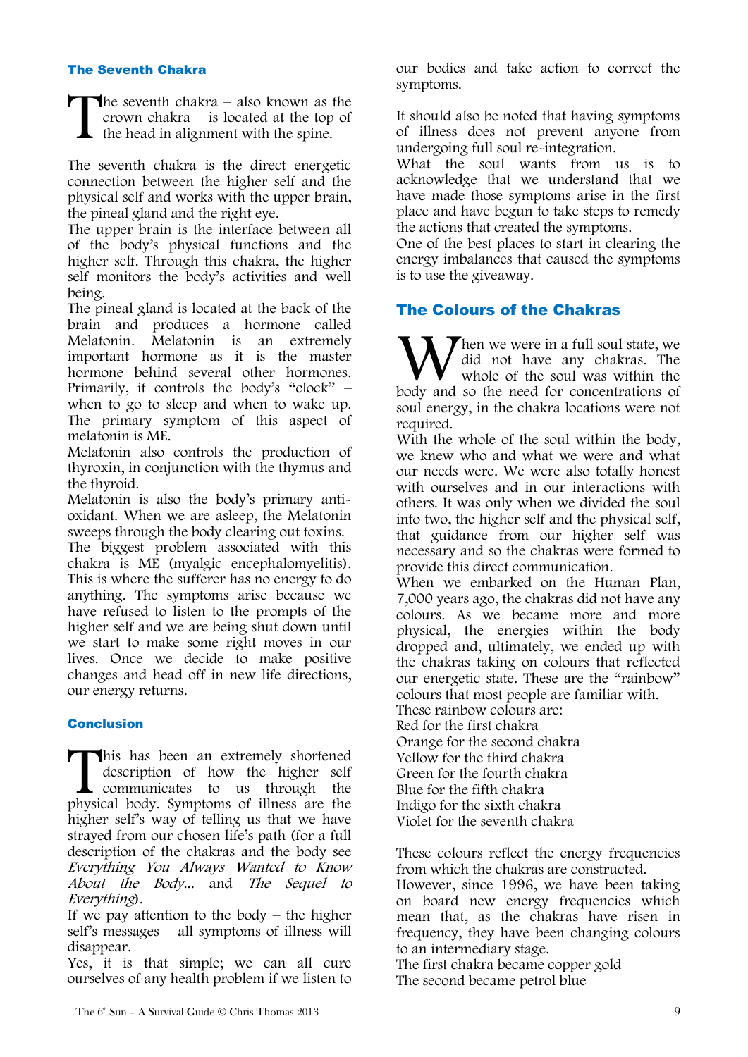### The Seventh Chakra

The seventh chakra – also known as the crown chakra – is located at the top of the head in alignment with the spine.

The seventh chakra is the direct energetic connection between the higher self and the physical self and works with the upper brain, the pineal gland and the right eye.

The upper brain is the interface between all of the body's physical functions and the higher self. Through this chakra, the higher self monitors the body's activities and well being.

The pineal gland is located at the back of the brain and produces a hormone called Melatonin. Melatonin is an extremely important hormone as it is the master hormone behind several other hormones. Primarily, it controls the body's "clock" – when to go to sleep and when to wake up. The primary symptom of this aspect of melatonin is ME.

Melatonin also controls the production of thyroxin, in conjunction with the thymus and the thyroid.

Melatonin is also the body's primary anti-oxidant. When we are asleep, the Melatonin sweeps through the body clearing out toxins.

The biggest problem associated with this chakra is ME (myalgic encephalomyelitis). This is where the sufferer has no energy to do anything. The symptoms arise because we have refused to listen to the prompts of the higher self and we are being shut down until we start to make some right moves in our lives. Once we decide to make positive changes and head off in new life directions, our energy returns.

### Conclusion

This has been an extremely shortened description of how the higher self communicates to us through the physical body. Symptoms of illness are the higher self's way of telling us that we have strayed from our chosen life's path (for a full description of the chakras and the body see *Everything You Always Wanted to Know About the Body...* and *The Sequel to Everything*).

If we pay attention to the body – the higher self's messages – all symptoms of illness will disappear.

Yes, it is that simple; we can all cure ourselves of any health problem if we listen to our bodies and take action to correct the symptoms.

It should also be noted that having symptoms of illness does not prevent anyone from undergoing full soul re-integration.

What the soul wants from us is to acknowledge that we understand that we have made those symptoms arise in the first place and have begun to take steps to remedy the actions that created the symptoms.

One of the best places to start in clearing the energy imbalances that caused the symptoms is to use the giveaway.

## The Colours of the Chakras

When we were in a full soul state, we did not have any chakras. The whole of the soul was within the body and so the need for concentrations of soul energy, in the chakra locations were not required.

With the whole of the soul within the body, we knew who and what we were and what our needs were. We were also totally honest with ourselves and in our interactions with others. It was only when we divided the soul into two, the higher self and the physical self, that guidance from our higher self was necessary and so the chakras were formed to provide this direct communication.

When we embarked on the Human Plan, 7,000 years ago, the chakras did not have any colours. As we became more and more physical, the energies within the body dropped and, ultimately, we ended up with the chakras taking on colours that reflected our energetic state. These are the "rainbow" colours that most people are familiar with.

These rainbow colours are:

Red for the first chakra
Orange for the second chakra
Yellow for the third chakra
Green for the fourth chakra
Blue for the fifth chakra
Indigo for the sixth chakra
Violet for the seventh chakra

These colours reflect the energy frequencies from which the chakras are constructed.

However, since 1996, we have been taking on board new energy frequencies which mean that, as the chakras have risen in frequency, they have been changing colours to an intermediary stage.

The first chakra became copper gold
The second became petrol blue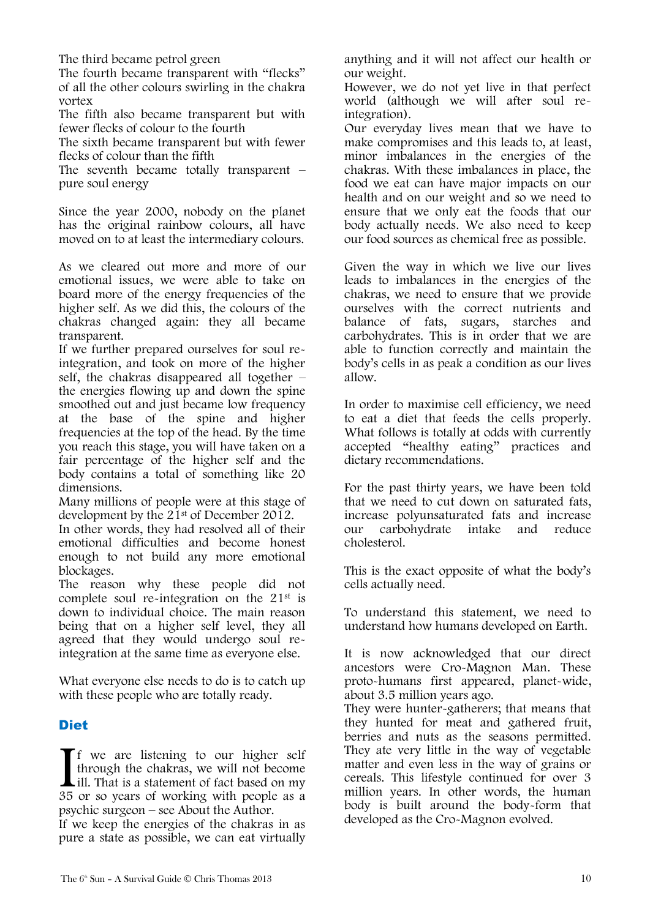The third became petrol green

The fourth became transparent with "flecks" of all the other colours swirling in the chakra vortex

The fifth also became transparent but with fewer flecks of colour to the fourth

The sixth became transparent but with fewer flecks of colour than the fifth

The seventh became totally transparent – pure soul energy

Since the year 2000, nobody on the planet has the original rainbow colours, all have moved on to at least the intermediary colours.

As we cleared out more and more of our emotional issues, we were able to take on board more of the energy frequencies of the higher self. As we did this, the colours of the chakras changed again: they all became transparent.

If we further prepared ourselves for soul re-integration, and took on more of the higher self, the chakras disappeared all together – the energies flowing up and down the spine smoothed out and just became low frequency at the base of the spine and higher frequencies at the top of the head. By the time you reach this stage, you will have taken on a fair percentage of the higher self and the body contains a total of something like 20 dimensions.

Many millions of people were at this stage of development by the 21st of December 2012.

In other words, they had resolved all of their emotional difficulties and become honest enough to not build any more emotional blockages.

The reason why these people did not complete soul re-integration on the 21st is down to individual choice. The main reason being that on a higher self level, they all agreed that they would undergo soul re-integration at the same time as everyone else.

What everyone else needs to do is to catch up with these people who are totally ready.

## Diet

If we are listening to our higher self through the chakras, we will not become ill. That is a statement of fact based on my 35 or so years of working with people as a psychic surgeon – see About the Author.

If we keep the energies of the chakras in as pure a state as possible, we can eat virtually anything and it will not affect our health or our weight.

However, we do not yet live in that perfect world (although we will after soul re-integration).

Our everyday lives mean that we have to make compromises and this leads to, at least, minor imbalances in the energies of the chakras. With these imbalances in place, the food we eat can have major impacts on our health and on our weight and so we need to ensure that we only eat the foods that our body actually needs. We also need to keep our food sources as chemical free as possible.

Given the way in which we live our lives leads to imbalances in the energies of the chakras, we need to ensure that we provide ourselves with the correct nutrients and balance of fats, sugars, starches and carbohydrates. This is in order that we are able to function correctly and maintain the body's cells in as peak a condition as our lives allow.

In order to maximise cell efficiency, we need to eat a diet that feeds the cells properly. What follows is totally at odds with currently accepted "healthy eating" practices and dietary recommendations.

For the past thirty years, we have been told that we need to cut down on saturated fats, increase polyunsaturated fats and increase our carbohydrate intake and reduce cholesterol.

This is the exact opposite of what the body's cells actually need.

To understand this statement, we need to understand how humans developed on Earth.

It is now acknowledged that our direct ancestors were Cro-Magnon Man. These proto-humans first appeared, planet-wide, about 3.5 million years ago.

They were hunter-gatherers; that means that they hunted for meat and gathered fruit, berries and nuts as the seasons permitted. They ate very little in the way of vegetable matter and even less in the way of grains or cereals. This lifestyle continued for over 3 million years. In other words, the human body is built around the body-form that developed as the Cro-Magnon evolved.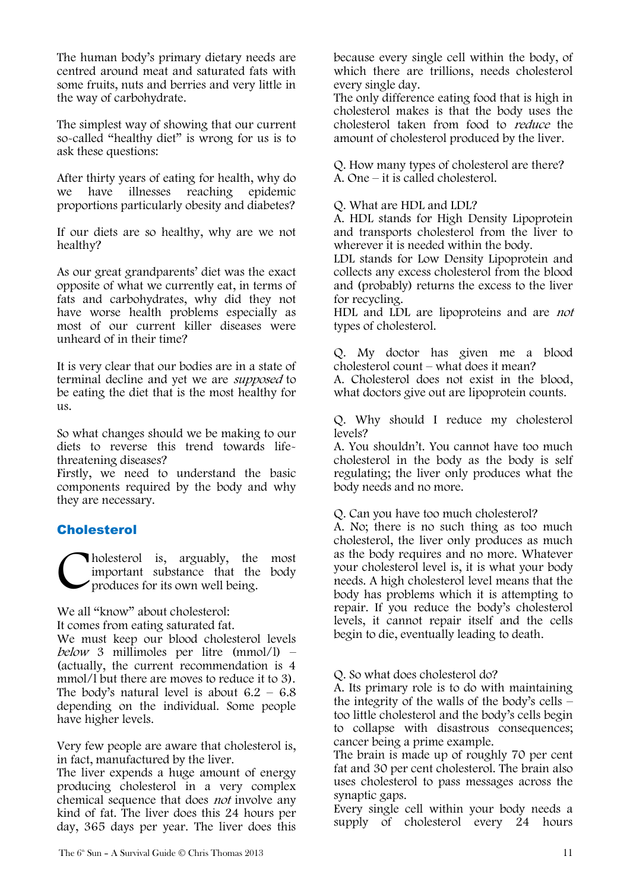The human body's primary dietary needs are centred around meat and saturated fats with some fruits, nuts and berries and very little in the way of carbohydrate.

The simplest way of showing that our current so-called "healthy diet" is wrong for us is to ask these questions:

After thirty years of eating for health, why do we have illnesses reaching epidemic proportions particularly obesity and diabetes?

If our diets are so healthy, why are we not healthy?

As our great grandparents' diet was the exact opposite of what we currently eat, in terms of fats and carbohydrates, why did they not have worse health problems especially as most of our current killer diseases were unheard of in their time?

It is very clear that our bodies are in a state of terminal decline and yet we are *supposed* to be eating the diet that is the most healthy for us.

So what changes should we be making to our diets to reverse this trend towards life-threatening diseases?
Firstly, we need to understand the basic components required by the body and why they are necessary.

## Cholesterol

Cholesterol is, arguably, the most important substance that the body produces for its own well being.

We all "know" about cholesterol:
It comes from eating saturated fat.
We must keep our blood cholesterol levels *below* 3 millimoles per litre (mmol/l) – (actually, the current recommendation is 4 mmol/l but there are moves to reduce it to 3).
The body's natural level is about 6.2 – 6.8 depending on the individual. Some people have higher levels.

Very few people are aware that cholesterol is, in fact, manufactured by the liver.
The liver expends a huge amount of energy producing cholesterol in a very complex chemical sequence that does *not* involve any kind of fat. The liver does this 24 hours per day, 365 days per year. The liver does this because every single cell within the body, of which there are trillions, needs cholesterol every single day.
The only difference eating food that is high in cholesterol makes is that the body uses the cholesterol taken from food to *reduce* the amount of cholesterol produced by the liver.

Q. How many types of cholesterol are there?
A. One – it is called cholesterol.

Q. What are HDL and LDL?
A. HDL stands for High Density Lipoprotein and transports cholesterol from the liver to wherever it is needed within the body.
LDL stands for Low Density Lipoprotein and collects any excess cholesterol from the blood and (probably) returns the excess to the liver for recycling.
HDL and LDL are lipoproteins and are *not* types of cholesterol.

Q. My doctor has given me a blood cholesterol count – what does it mean?
A. Cholesterol does not exist in the blood, what doctors give out are lipoprotein counts.

Q. Why should I reduce my cholesterol levels?
A. You shouldn't. You cannot have too much cholesterol in the body as the body is self regulating; the liver only produces what the body needs and no more.

Q. Can you have too much cholesterol?
A. No; there is no such thing as too much cholesterol, the liver only produces as much as the body requires and no more. Whatever your cholesterol level is, it is what your body needs. A high cholesterol level means that the body has problems which it is attempting to repair. If you reduce the body's cholesterol levels, it cannot repair itself and the cells begin to die, eventually leading to death.

Q. So what does cholesterol do?
A. Its primary role is to do with maintaining the integrity of the walls of the body's cells – too little cholesterol and the body's cells begin to collapse with disastrous consequences; cancer being a prime example.
The brain is made up of roughly 70 per cent fat and 30 per cent cholesterol. The brain also uses cholesterol to pass messages across the synaptic gaps.
Every single cell within your body needs a supply of cholesterol every 24 hours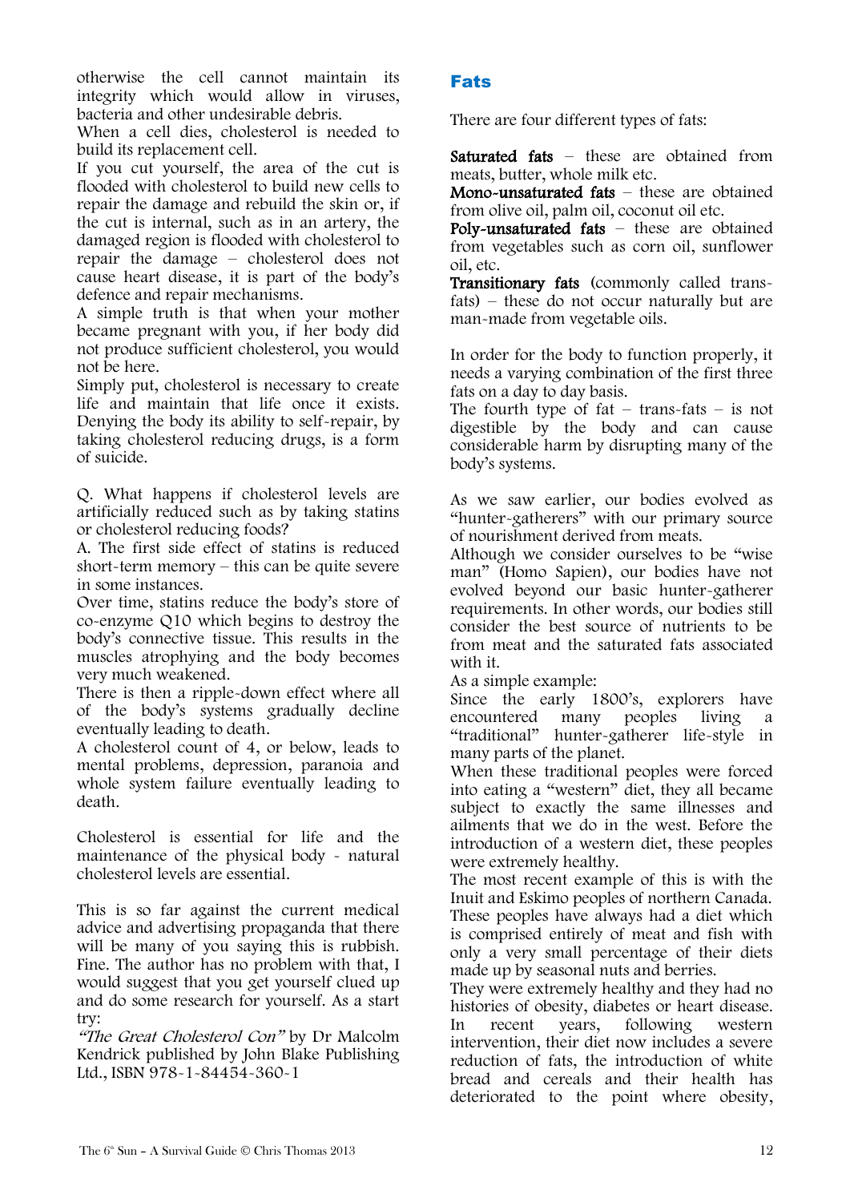otherwise the cell cannot maintain its integrity which would allow in viruses, bacteria and other undesirable debris.
When a cell dies, cholesterol is needed to build its replacement cell.
If you cut yourself, the area of the cut is flooded with cholesterol to build new cells to repair the damage and rebuild the skin or, if the cut is internal, such as in an artery, the damaged region is flooded with cholesterol to repair the damage – cholesterol does not cause heart disease, it is part of the body's defence and repair mechanisms.
A simple truth is that when your mother became pregnant with you, if her body did not produce sufficient cholesterol, you would not be here.
Simply put, cholesterol is necessary to create life and maintain that life once it exists. Denying the body its ability to self-repair, by taking cholesterol reducing drugs, is a form of suicide.

Q. What happens if cholesterol levels are artificially reduced such as by taking statins or cholesterol reducing foods?
A. The first side effect of statins is reduced short-term memory – this can be quite severe in some instances.
Over time, statins reduce the body's store of co-enzyme Q10 which begins to destroy the body's connective tissue. This results in the muscles atrophying and the body becomes very much weakened.
There is then a ripple-down effect where all of the body's systems gradually decline eventually leading to death.
A cholesterol count of 4, or below, leads to mental problems, depression, paranoia and whole system failure eventually leading to death.

Cholesterol is essential for life and the maintenance of the physical body - natural cholesterol levels are essential.

This is so far against the current medical advice and advertising propaganda that there will be many of you saying this is rubbish. Fine. The author has no problem with that, I would suggest that you get yourself clued up and do some research for yourself. As a start try:
*"The Great Cholesterol Con"* by Dr Malcolm Kendrick published by John Blake Publishing Ltd., ISBN 978-1-84454-360-1

## Fats

There are four different types of fats:

**Saturated fats** – these are obtained from meats, butter, whole milk etc.
**Mono-unsaturated fats** – these are obtained from olive oil, palm oil, coconut oil etc.
**Poly-unsaturated fats** – these are obtained from vegetables such as corn oil, sunflower oil, etc.
**Transitionary fats** (commonly called trans-fats) – these do not occur naturally but are man-made from vegetable oils.

In order for the body to function properly, it needs a varying combination of the first three fats on a day to day basis.
The fourth type of fat – trans-fats – is not digestible by the body and can cause considerable harm by disrupting many of the body's systems.

As we saw earlier, our bodies evolved as "hunter-gatherers" with our primary source of nourishment derived from meats.
Although we consider ourselves to be "wise man" (Homo Sapien), our bodies have not evolved beyond our basic hunter-gatherer requirements. In other words, our bodies still consider the best source of nutrients to be from meat and the saturated fats associated with it.
As a simple example:
Since the early 1800's, explorers have encountered many peoples living a "traditional" hunter-gatherer life-style in many parts of the planet.
When these traditional peoples were forced into eating a "western" diet, they all became subject to exactly the same illnesses and ailments that we do in the west. Before the introduction of a western diet, these peoples were extremely healthy.
The most recent example of this is with the Inuit and Eskimo peoples of northern Canada. These peoples have always had a diet which is comprised entirely of meat and fish with only a very small percentage of their diets made up by seasonal nuts and berries.
They were extremely healthy and they had no histories of obesity, diabetes or heart disease.
In recent years, following western intervention, their diet now includes a severe reduction of fats, the introduction of white bread and cereals and their health has deteriorated to the point where obesity,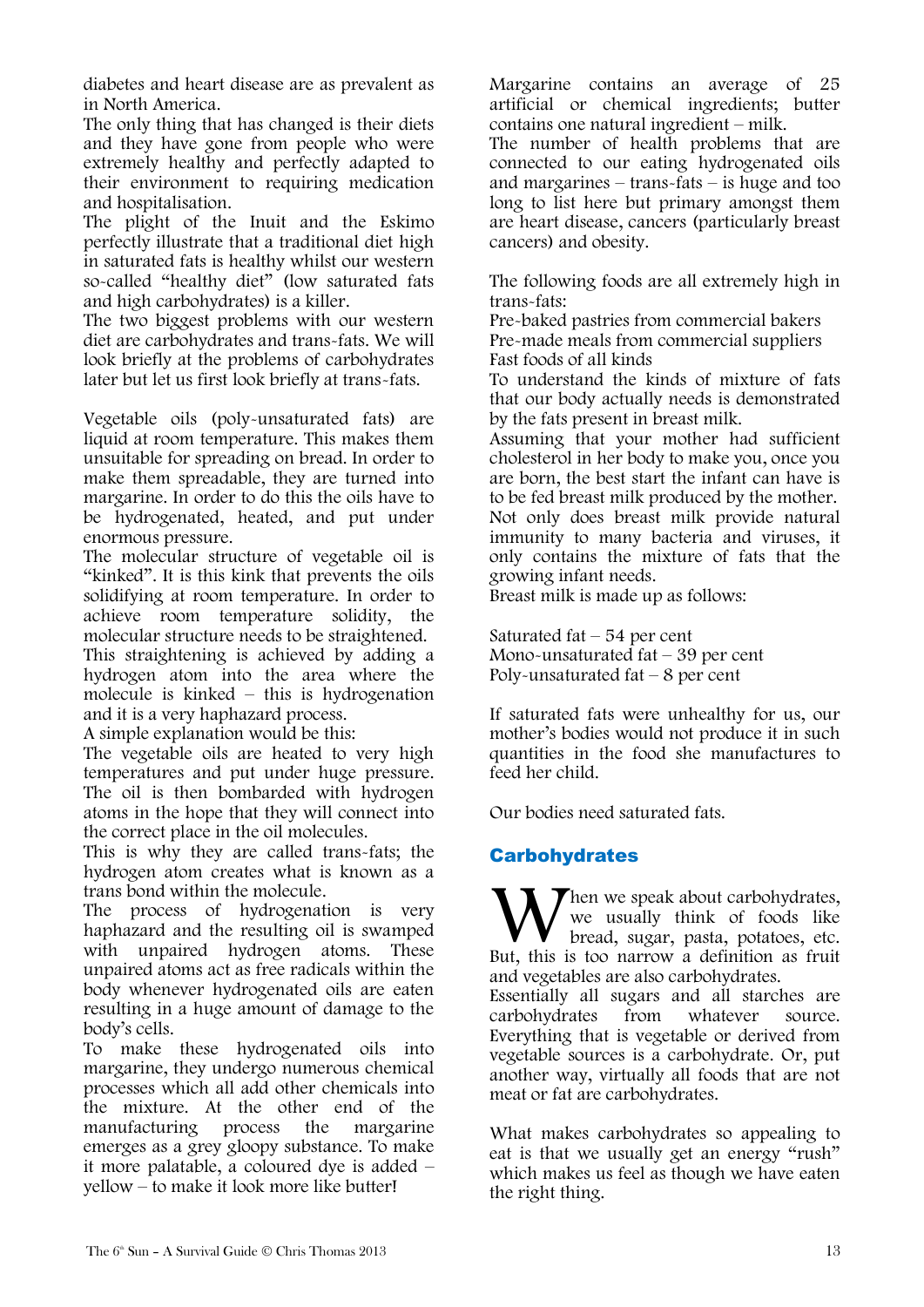diabetes and heart disease are as prevalent as in North America.

The only thing that has changed is their diets and they have gone from people who were extremely healthy and perfectly adapted to their environment to requiring medication and hospitalisation.

The plight of the Inuit and the Eskimo perfectly illustrate that a traditional diet high in saturated fats is healthy whilst our western so-called "healthy diet" (low saturated fats and high carbohydrates) is a killer.

The two biggest problems with our western diet are carbohydrates and trans-fats. We will look briefly at the problems of carbohydrates later but let us first look briefly at trans-fats.

Vegetable oils (poly-unsaturated fats) are liquid at room temperature. This makes them unsuitable for spreading on bread. In order to make them spreadable, they are turned into margarine. In order to do this the oils have to be hydrogenated, heated, and put under enormous pressure.

The molecular structure of vegetable oil is "kinked". It is this kink that prevents the oils solidifying at room temperature. In order to achieve room temperature solidity, the molecular structure needs to be straightened.

This straightening is achieved by adding a hydrogen atom into the area where the molecule is kinked – this is hydrogenation and it is a very haphazard process.

A simple explanation would be this:

The vegetable oils are heated to very high temperatures and put under huge pressure. The oil is then bombarded with hydrogen atoms in the hope that they will connect into the correct place in the oil molecules.

This is why they are called trans-fats; the hydrogen atom creates what is known as a trans bond within the molecule.

The process of hydrogenation is very haphazard and the resulting oil is swamped with unpaired hydrogen atoms. These unpaired atoms act as free radicals within the body whenever hydrogenated oils are eaten resulting in a huge amount of damage to the body's cells.

To make these hydrogenated oils into margarine, they undergo numerous chemical processes which all add other chemicals into the mixture. At the other end of the manufacturing process the margarine emerges as a grey gloopy substance. To make it more palatable, a coloured dye is added – yellow – to make it look more like butter!

Margarine contains an average of 25 artificial or chemical ingredients; butter contains one natural ingredient – milk.

The number of health problems that are connected to our eating hydrogenated oils and margarines – trans-fats – is huge and too long to list here but primary amongst them are heart disease, cancers (particularly breast cancers) and obesity.

The following foods are all extremely high in trans-fats:

Pre-baked pastries from commercial bakers
Pre-made meals from commercial suppliers
Fast foods of all kinds

To understand the kinds of mixture of fats that our body actually needs is demonstrated by the fats present in breast milk.

Assuming that your mother had sufficient cholesterol in her body to make you, once you are born, the best start the infant can have is to be fed breast milk produced by the mother. Not only does breast milk provide natural immunity to many bacteria and viruses, it only contains the mixture of fats that the growing infant needs.

Breast milk is made up as follows:

Saturated fat – 54 per cent
Mono-unsaturated fat – 39 per cent
Poly-unsaturated fat – 8 per cent

If saturated fats were unhealthy for us, our mother's bodies would not produce it in such quantities in the food she manufactures to feed her child.

Our bodies need saturated fats.

## Carbohydrates

When we speak about carbohydrates, we usually think of foods like bread, sugar, pasta, potatoes, etc. But, this is too narrow a definition as fruit and vegetables are also carbohydrates.

Essentially all sugars and all starches are carbohydrates from whatever source. Everything that is vegetable or derived from vegetable sources is a carbohydrate. Or, put another way, virtually all foods that are not meat or fat are carbohydrates.

What makes carbohydrates so appealing to eat is that we usually get an energy "rush" which makes us feel as though we have eaten the right thing.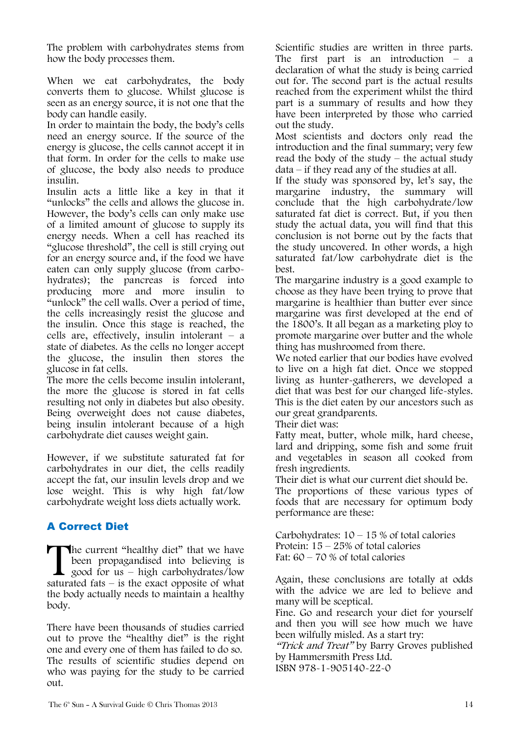The problem with carbohydrates stems from how the body processes them.

When we eat carbohydrates, the body converts them to glucose. Whilst glucose is seen as an energy source, it is not one that the body can handle easily.
In order to maintain the body, the body's cells need an energy source. If the source of the energy is glucose, the cells cannot accept it in that form. In order for the cells to make use of glucose, the body also needs to produce insulin.
Insulin acts a little like a key in that it "unlocks" the cells and allows the glucose in. However, the body's cells can only make use of a limited amount of glucose to supply its energy needs. When a cell has reached its "glucose threshold", the cell is still crying out for an energy source and, if the food we have eaten can only supply glucose (from carbohydrates); the pancreas is forced into producing more and more insulin to "unlock" the cell walls. Over a period of time, the cells increasingly resist the glucose and the insulin. Once this stage is reached, the cells are, effectively, insulin intolerant – a state of diabetes. As the cells no longer accept the glucose, the insulin then stores the glucose in fat cells.
The more the cells become insulin intolerant, the more the glucose is stored in fat cells resulting not only in diabetes but also obesity. Being overweight does not cause diabetes, being insulin intolerant because of a high carbohydrate diet causes weight gain.

However, if we substitute saturated fat for carbohydrates in our diet, the cells readily accept the fat, our insulin levels drop and we lose weight. This is why high fat/low carbohydrate weight loss diets actually work.

## A Correct Diet

The current "healthy diet" that we have been propagandised into believing is good for us – high carbohydrates/low saturated fats – is the exact opposite of what the body actually needs to maintain a healthy body.

There have been thousands of studies carried out to prove the "healthy diet" is the right one and every one of them has failed to do so. The results of scientific studies depend on who was paying for the study to be carried out.

Scientific studies are written in three parts. The first part is an introduction – a declaration of what the study is being carried out for. The second part is the actual results reached from the experiment whilst the third part is a summary of results and how they have been interpreted by those who carried out the study.
Most scientists and doctors only read the introduction and the final summary; very few read the body of the study – the actual study data – if they read any of the studies at all.
If the study was sponsored by, let's say, the margarine industry, the summary will conclude that the high carbohydrate/low saturated fat diet is correct. But, if you then study the actual data, you will find that this conclusion is not borne out by the facts that the study uncovered. In other words, a high saturated fat/low carbohydrate diet is the best.
The margarine industry is a good example to choose as they have been trying to prove that margarine is healthier than butter ever since margarine was first developed at the end of the 1800's. It all began as a marketing ploy to promote margarine over butter and the whole thing has mushroomed from there.
We noted earlier that our bodies have evolved to live on a high fat diet. Once we stopped living as hunter-gatherers, we developed a diet that was best for our changed life-styles. This is the diet eaten by our ancestors such as our great grandparents.
Their diet was:
Fatty meat, butter, whole milk, hard cheese, lard and dripping, some fish and some fruit and vegetables in season all cooked from fresh ingredients.
Their diet is what our current diet should be.
The proportions of these various types of foods that are necessary for optimum body performance are these:

Carbohydrates: 10 – 15 % of total calories
Protein: 15 – 25% of total calories
Fat: 60 – 70 % of total calories

Again, these conclusions are totally at odds with the advice we are led to believe and many will be sceptical.
Fine. Go and research your diet for yourself and then you will see how much we have been wilfully misled. As a start try:
*"Trick and Treat"* by Barry Groves published by Hammersmith Press Ltd.
ISBN 978-1-905140-22-0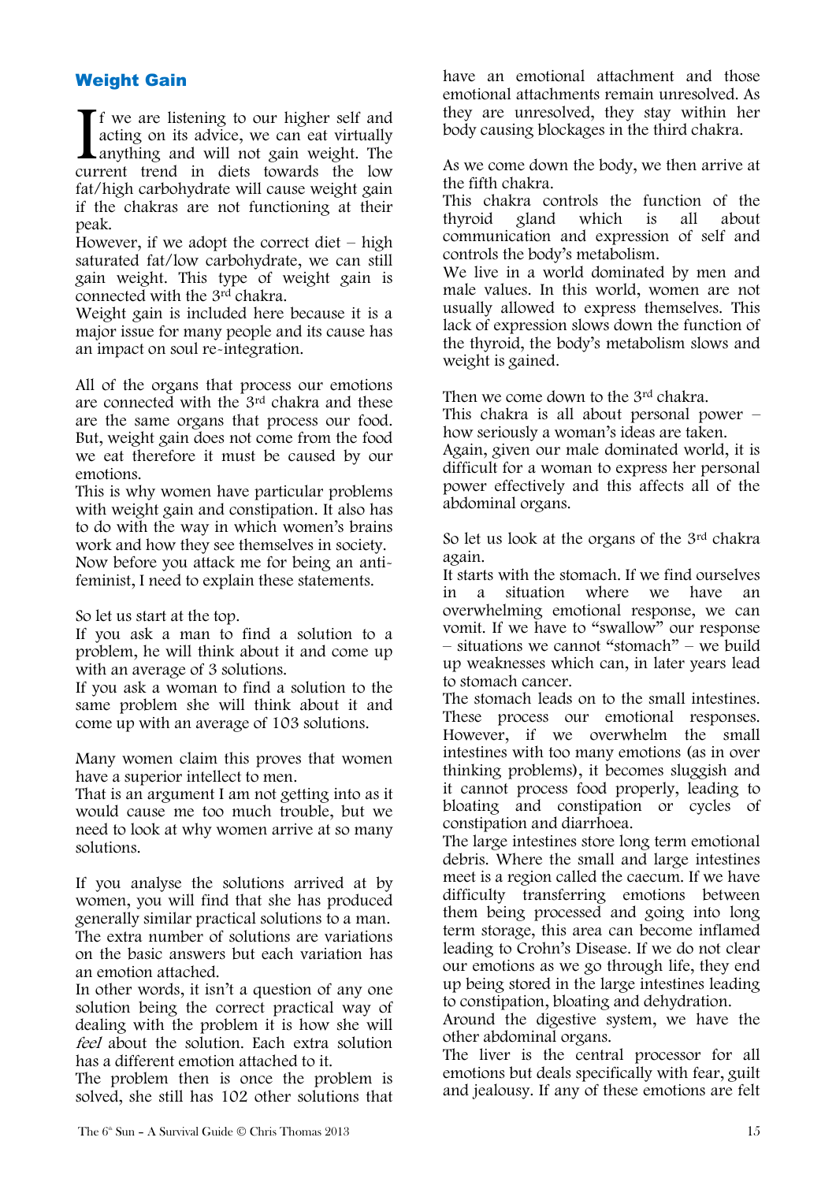## Weight Gain

If we are listening to our higher self and acting on its advice, we can eat virtually anything and will not gain weight. The current trend in diets towards the low fat/high carbohydrate will cause weight gain if the chakras are not functioning at their peak.

However, if we adopt the correct diet – high saturated fat/low carbohydrate, we can still gain weight. This type of weight gain is connected with the 3rd chakra.

Weight gain is included here because it is a major issue for many people and its cause has an impact on soul re-integration.

All of the organs that process our emotions are connected with the 3rd chakra and these are the same organs that process our food. But, weight gain does not come from the food we eat therefore it must be caused by our emotions.

This is why women have particular problems with weight gain and constipation. It also has to do with the way in which women's brains work and how they see themselves in society.

Now before you attack me for being an anti-feminist, I need to explain these statements.

So let us start at the top.

If you ask a man to find a solution to a problem, he will think about it and come up with an average of 3 solutions.

If you ask a woman to find a solution to the same problem she will think about it and come up with an average of 103 solutions.

Many women claim this proves that women have a superior intellect to men.

That is an argument I am not getting into as it would cause me too much trouble, but we need to look at why women arrive at so many solutions.

If you analyse the solutions arrived at by women, you will find that she has produced generally similar practical solutions to a man. The extra number of solutions are variations on the basic answers but each variation has an emotion attached.

In other words, it isn't a question of any one solution being the correct practical way of dealing with the problem it is how she will *feel* about the solution. Each extra solution has a different emotion attached to it.

The problem then is once the problem is solved, she still has 102 other solutions that have an emotional attachment and those emotional attachments remain unresolved. As they are unresolved, they stay within her body causing blockages in the third chakra.

As we come down the body, we then arrive at the fifth chakra.

This chakra controls the function of the thyroid gland which is all about communication and expression of self and controls the body's metabolism.

We live in a world dominated by men and male values. In this world, women are not usually allowed to express themselves. This lack of expression slows down the function of the thyroid, the body's metabolism slows and weight is gained.

Then we come down to the 3rd chakra.

This chakra is all about personal power – how seriously a woman's ideas are taken.

Again, given our male dominated world, it is difficult for a woman to express her personal power effectively and this affects all of the abdominal organs.

So let us look at the organs of the 3rd chakra again.

It starts with the stomach. If we find ourselves in a situation where we have an overwhelming emotional response, we can vomit. If we have to "swallow" our response – situations we cannot "stomach" – we build up weaknesses which can, in later years lead to stomach cancer.

The stomach leads on to the small intestines. These process our emotional responses. However, if we overwhelm the small intestines with too many emotions (as in over thinking problems), it becomes sluggish and it cannot process food properly, leading to bloating and constipation or cycles of constipation and diarrhoea.

The large intestines store long term emotional debris. Where the small and large intestines meet is a region called the caecum. If we have difficulty transferring emotions between them being processed and going into long term storage, this area can become inflamed leading to Crohn's Disease. If we do not clear our emotions as we go through life, they end up being stored in the large intestines leading to constipation, bloating and dehydration.

Around the digestive system, we have the other abdominal organs.

The liver is the central processor for all emotions but deals specifically with fear, guilt and jealousy. If any of these emotions are felt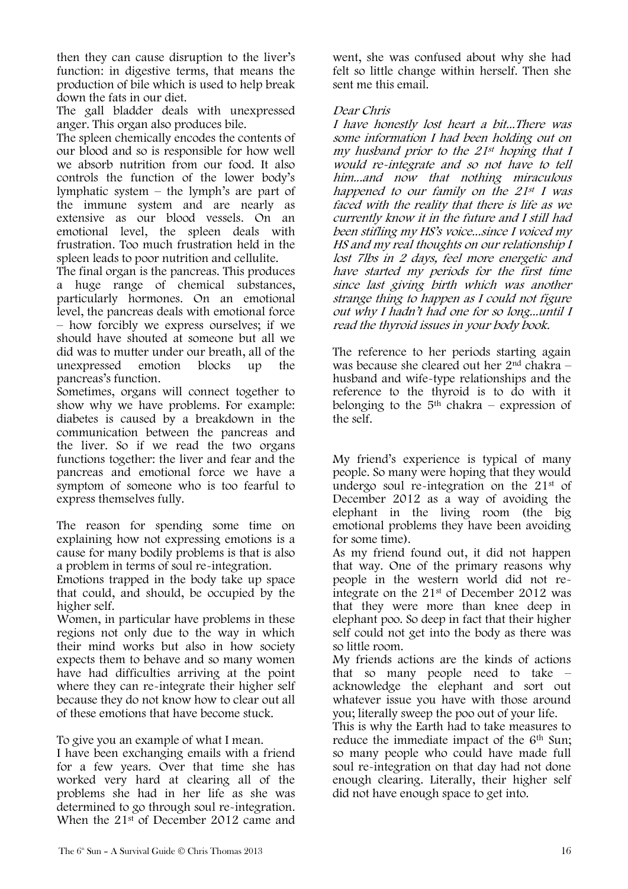then they can cause disruption to the liver's function: in digestive terms, that means the production of bile which is used to help break down the fats in our diet.

The gall bladder deals with unexpressed anger. This organ also produces bile.

The spleen chemically encodes the contents of our blood and so is responsible for how well we absorb nutrition from our food. It also controls the function of the lower body's lymphatic system – the lymph's are part of the immune system and are nearly as extensive as our blood vessels. On an emotional level, the spleen deals with frustration. Too much frustration held in the spleen leads to poor nutrition and cellulite.

The final organ is the pancreas. This produces a huge range of chemical substances, particularly hormones. On an emotional level, the pancreas deals with emotional force – how forcibly we express ourselves; if we should have shouted at someone but all we did was to mutter under our breath, all of the unexpressed emotion blocks up the pancreas's function.

Sometimes, organs will connect together to show why we have problems. For example: diabetes is caused by a breakdown in the communication between the pancreas and the liver. So if we read the two organs functions together: the liver and fear and the pancreas and emotional force we have a symptom of someone who is too fearful to express themselves fully.

The reason for spending some time on explaining how not expressing emotions is a cause for many bodily problems is that is also a problem in terms of soul re-integration.

Emotions trapped in the body take up space that could, and should, be occupied by the higher self.

Women, in particular have problems in these regions not only due to the way in which their mind works but also in how society expects them to behave and so many women have had difficulties arriving at the point where they can re-integrate their higher self because they do not know how to clear out all of these emotions that have become stuck.

To give you an example of what I mean.

I have been exchanging emails with a friend for a few years. Over that time she has worked very hard at clearing all of the problems she had in her life as she was determined to go through soul re-integration. When the 21st of December 2012 came and went, she was confused about why she had felt so little change within herself. Then she sent me this email.

*Dear Chris*

*I have honestly lost heart a bit...There was some information I had been holding out on my husband prior to the 21st hoping that I would re-integrate and so not have to tell him...and now that nothing miraculous happened to our family on the 21st I was faced with the reality that there is life as we currently know it in the future and I still had been stifling my HS's voice...since I voiced my HS and my real thoughts on our relationship I lost 7lbs in 2 days, feel more energetic and have started my periods for the first time since last giving birth which was another strange thing to happen as I could not figure out why I hadn't had one for so long...until I read the thyroid issues in your body book.*

The reference to her periods starting again was because she cleared out her 2nd chakra – husband and wife-type relationships and the reference to the thyroid is to do with it belonging to the 5th chakra – expression of the self.

My friend's experience is typical of many people. So many were hoping that they would undergo soul re-integration on the 21st of December 2012 as a way of avoiding the elephant in the living room (the big emotional problems they have been avoiding for some time).

As my friend found out, it did not happen that way. One of the primary reasons why people in the western world did not re-integrate on the 21st of December 2012 was that they were more than knee deep in elephant poo. So deep in fact that their higher self could not get into the body as there was so little room.

My friends actions are the kinds of actions that so many people need to take – acknowledge the elephant and sort out whatever issue you have with those around you; literally sweep the poo out of your life.

This is why the Earth had to take measures to reduce the immediate impact of the 6th Sun; so many people who could have made full soul re-integration on that day had not done enough clearing. Literally, their higher self did not have enough space to get into.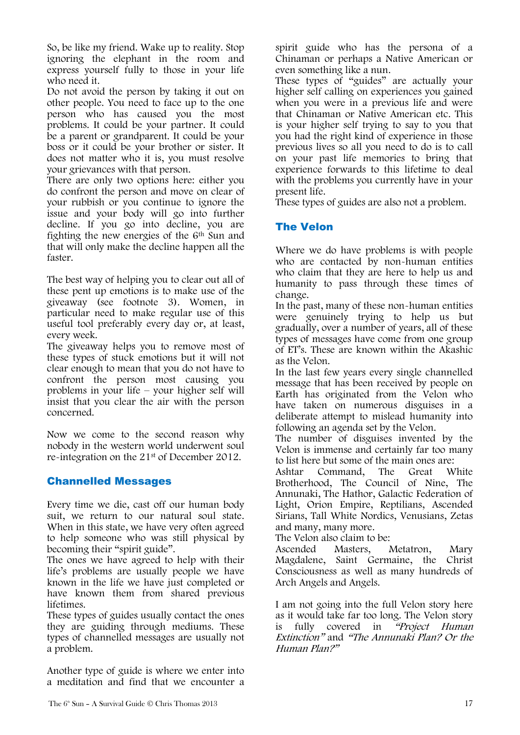So, be like my friend. Wake up to reality. Stop ignoring the elephant in the room and express yourself fully to those in your life who need it.

Do not avoid the person by taking it out on other people. You need to face up to the one person who has caused you the most problems. It could be your partner. It could be a parent or grandparent. It could be your boss or it could be your brother or sister. It does not matter who it is, you must resolve your grievances with that person.

There are only two options here: either you do confront the person and move on clear of your rubbish or you continue to ignore the issue and your body will go into further decline. If you go into decline, you are fighting the new energies of the 6th Sun and that will only make the decline happen all the faster.

The best way of helping you to clear out all of these pent up emotions is to make use of the giveaway (see footnote 3). Women, in particular need to make regular use of this useful tool preferably every day or, at least, every week.

The giveaway helps you to remove most of these types of stuck emotions but it will not clear enough to mean that you do not have to confront the person most causing you problems in your life – your higher self will insist that you clear the air with the person concerned.

Now we come to the second reason why nobody in the western world underwent soul re-integration on the 21st of December 2012.

## Channelled Messages

Every time we die, cast off our human body suit, we return to our natural soul state. When in this state, we have very often agreed to help someone who was still physical by becoming their "spirit guide".

The ones we have agreed to help with their life's problems are usually people we have known in the life we have just completed or have known them from shared previous lifetimes.

These types of guides usually contact the ones they are guiding through mediums. These types of channelled messages are usually not a problem.

Another type of guide is where we enter into a meditation and find that we encounter a spirit guide who has the persona of a Chinaman or perhaps a Native American or even something like a nun.

These types of "guides" are actually your higher self calling on experiences you gained when you were in a previous life and were that Chinaman or Native American etc. This is your higher self trying to say to you that you had the right kind of experience in those previous lives so all you need to do is to call on your past life memories to bring that experience forwards to this lifetime to deal with the problems you currently have in your present life.

These types of guides are also not a problem.

## The Velon

Where we do have problems is with people who are contacted by non-human entities who claim that they are here to help us and humanity to pass through these times of change.

In the past, many of these non-human entities were genuinely trying to help us but gradually, over a number of years, all of these types of messages have come from one group of ET's. These are known within the Akashic as the Velon.

In the last few years every single channelled message that has been received by people on Earth has originated from the Velon who have taken on numerous disguises in a deliberate attempt to mislead humanity into following an agenda set by the Velon.

The number of disguises invented by the Velon is immense and certainly far too many to list here but some of the main ones are:

Ashtar Command, The Great White Brotherhood, The Council of Nine, The Annunaki, The Hathor, Galactic Federation of Light, Orion Empire, Reptilians, Ascended Sirians, Tall White Nordics, Venusians, Zetas and many, many more.

The Velon also claim to be:

Ascended Masters, Metatron, Mary Magdalene, Saint Germaine, the Christ Consciousness as well as many hundreds of Arch Angels and Angels.

I am not going into the full Velon story here as it would take far too long. The Velon story is fully covered in *"Project Human Extinction"* and *"The Annunaki Plan? Or the Human Plan?"*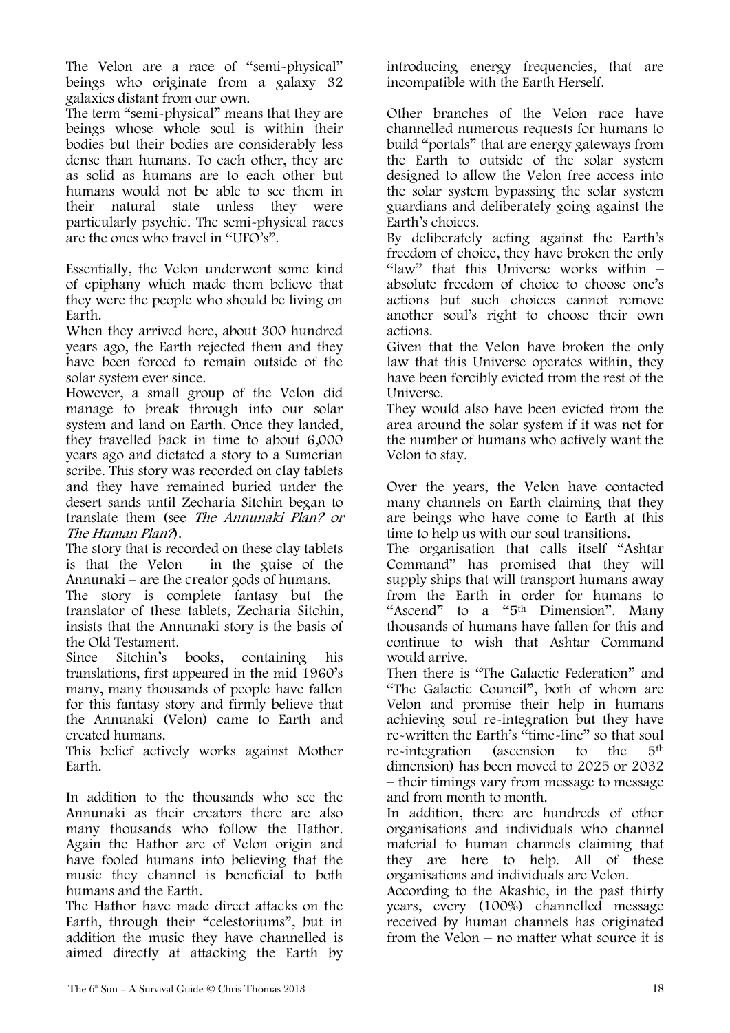The Velon are a race of "semi-physical" beings who originate from a galaxy 32 galaxies distant from our own.
The term "semi-physical" means that they are beings whose whole soul is within their bodies but their bodies are considerably less dense than humans. To each other, they are as solid as humans are to each other but humans would not be able to see them in their natural state unless they were particularly psychic. The semi-physical races are the ones who travel in "UFO's".

Essentially, the Velon underwent some kind of epiphany which made them believe that they were the people who should be living on Earth.
When they arrived here, about 300 hundred years ago, the Earth rejected them and they have been forced to remain outside of the solar system ever since.
However, a small group of the Velon did manage to break through into our solar system and land on Earth. Once they landed, they travelled back in time to about 6,000 years ago and dictated a story to a Sumerian scribe. This story was recorded on clay tablets and they have remained buried under the desert sands until Zecharia Sitchin began to translate them (see *The Annunaki Plan? or The Human Plan?*).
The story that is recorded on these clay tablets is that the Velon – in the guise of the Annunaki – are the creator gods of humans.
The story is complete fantasy but the translator of these tablets, Zecharia Sitchin, insists that the Annunaki story is the basis of the Old Testament.
Since Sitchin's books, containing his translations, first appeared in the mid 1960's many, many thousands of people have fallen for this fantasy story and firmly believe that the Annunaki (Velon) came to Earth and created humans.
This belief actively works against Mother Earth.

In addition to the thousands who see the Annunaki as their creators there are also many thousands who follow the Hathor. Again the Hathor are of Velon origin and have fooled humans into believing that the music they channel is beneficial to both humans and the Earth.
The Hathor have made direct attacks on the Earth, through their "celestoriums", but in addition the music they have channelled is aimed directly at attacking the Earth by introducing energy frequencies, that are incompatible with the Earth Herself.

Other branches of the Velon race have channelled numerous requests for humans to build "portals" that are energy gateways from the Earth to outside of the solar system designed to allow the Velon free access into the solar system bypassing the solar system guardians and deliberately going against the Earth's choices.
By deliberately acting against the Earth's freedom of choice, they have broken the only "law" that this Universe works within – absolute freedom of choice to choose one's actions but such choices cannot remove another soul's right to choose their own actions.
Given that the Velon have broken the only law that this Universe operates within, they have been forcibly evicted from the rest of the Universe.
They would also have been evicted from the area around the solar system if it was not for the number of humans who actively want the Velon to stay.

Over the years, the Velon have contacted many channels on Earth claiming that they are beings who have come to Earth at this time to help us with our soul transitions.
The organisation that calls itself "Ashtar Command" has promised that they will supply ships that will transport humans away from the Earth in order for humans to "Ascend" to a "5th Dimension". Many thousands of humans have fallen for this and continue to wish that Ashtar Command would arrive.
Then there is "The Galactic Federation" and "The Galactic Council", both of whom are Velon and promise their help in humans achieving soul re-integration but they have re-written the Earth's "time-line" so that soul re-integration (ascension to the 5th dimension) has been moved to 2025 or 2032 – their timings vary from message to message and from month to month.
In addition, there are hundreds of other organisations and individuals who channel material to human channels claiming that they are here to help. All of these organisations and individuals are Velon.
According to the Akashic, in the past thirty years, every (100%) channelled message received by human channels has originated from the Velon – no matter what source it is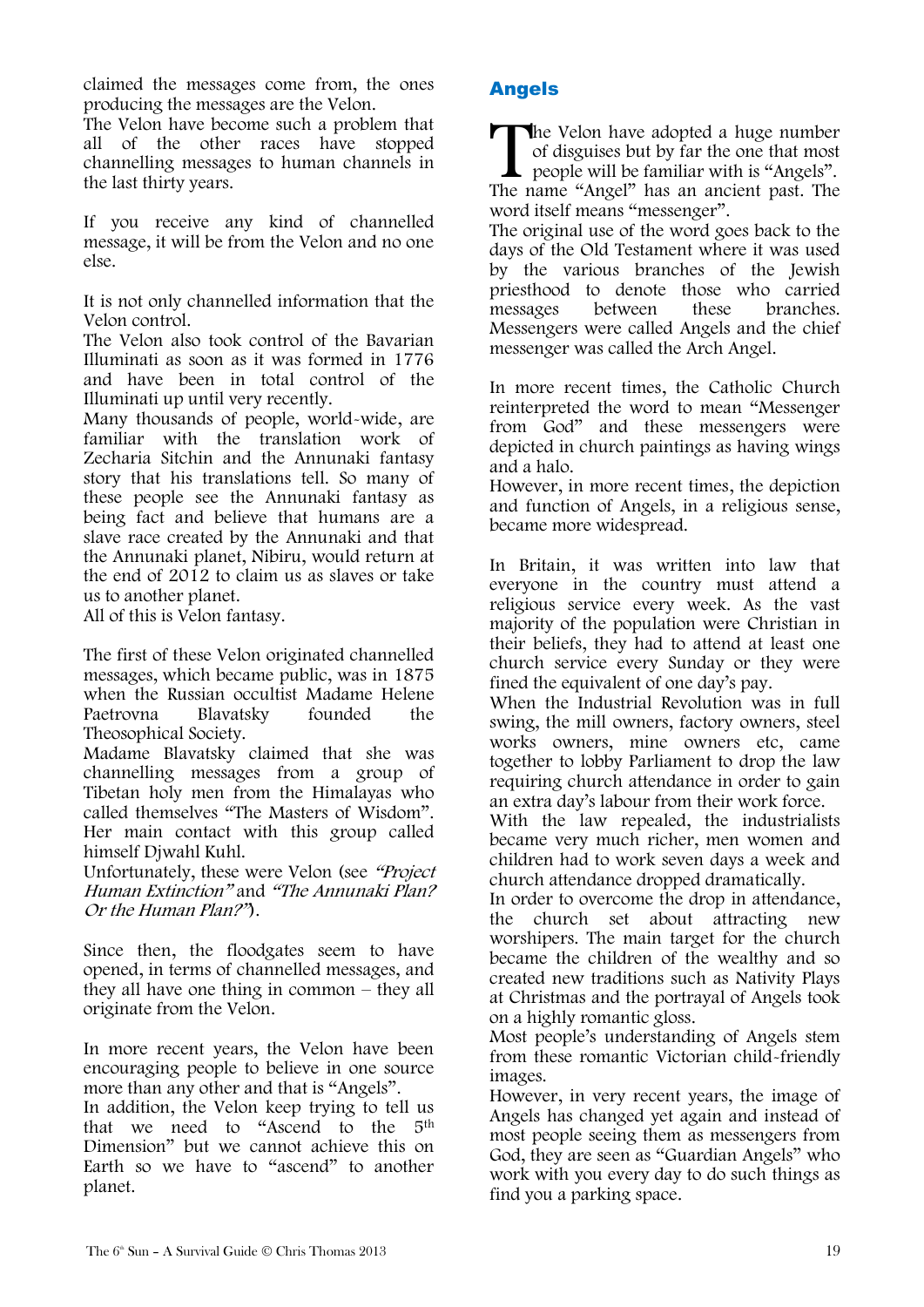claimed the messages come from, the ones producing the messages are the Velon.
The Velon have become such a problem that all of the other races have stopped channelling messages to human channels in the last thirty years.

If you receive any kind of channelled message, it will be from the Velon and no one else.

It is not only channelled information that the Velon control.
The Velon also took control of the Bavarian Illuminati as soon as it was formed in 1776 and have been in total control of the Illuminati up until very recently.
Many thousands of people, world-wide, are familiar with the translation work of Zecharia Sitchin and the Annunaki fantasy story that his translations tell. So many of these people see the Annunaki fantasy as being fact and believe that humans are a slave race created by the Annunaki and that the Annunaki planet, Nibiru, would return at the end of 2012 to claim us as slaves or take us to another planet.
All of this is Velon fantasy.

The first of these Velon originated channelled messages, which became public, was in 1875 when the Russian occultist Madame Helene Paetrovna Blavatsky founded the Theosophical Society.
Madame Blavatsky claimed that she was channelling messages from a group of Tibetan holy men from the Himalayas who called themselves "The Masters of Wisdom". Her main contact with this group called himself Djwahl Kuhl.
Unfortunately, these were Velon (see *"Project Human Extinction"* and *"The Annunaki Plan? Or the Human Plan?"*).

Since then, the floodgates seem to have opened, in terms of channelled messages, and they all have one thing in common – they all originate from the Velon.

In more recent years, the Velon have been encouraging people to believe in one source more than any other and that is "Angels".
In addition, the Velon keep trying to tell us that we need to "Ascend to the 5th Dimension" but we cannot achieve this on Earth so we have to "ascend" to another planet.

## Angels

The Velon have adopted a huge number of disguises but by far the one that most people will be familiar with is "Angels".
The name "Angel" has an ancient past. The word itself means "messenger".
The original use of the word goes back to the days of the Old Testament where it was used by the various branches of the Jewish priesthood to denote those who carried messages between these branches. Messengers were called Angels and the chief messenger was called the Arch Angel.

In more recent times, the Catholic Church reinterpreted the word to mean "Messenger from God" and these messengers were depicted in church paintings as having wings and a halo.
However, in more recent times, the depiction and function of Angels, in a religious sense, became more widespread.

In Britain, it was written into law that everyone in the country must attend a religious service every week. As the vast majority of the population were Christian in their beliefs, they had to attend at least one church service every Sunday or they were fined the equivalent of one day's pay.
When the Industrial Revolution was in full swing, the mill owners, factory owners, steel works owners, mine owners etc, came together to lobby Parliament to drop the law requiring church attendance in order to gain an extra day's labour from their work force.
With the law repealed, the industrialists became very much richer, men women and children had to work seven days a week and church attendance dropped dramatically.
In order to overcome the drop in attendance, the church set about attracting new worshipers. The main target for the church became the children of the wealthy and so created new traditions such as Nativity Plays at Christmas and the portrayal of Angels took on a highly romantic gloss.
Most people's understanding of Angels stem from these romantic Victorian child-friendly images.
However, in very recent years, the image of Angels has changed yet again and instead of most people seeing them as messengers from God, they are seen as "Guardian Angels" who work with you every day to do such things as find you a parking space.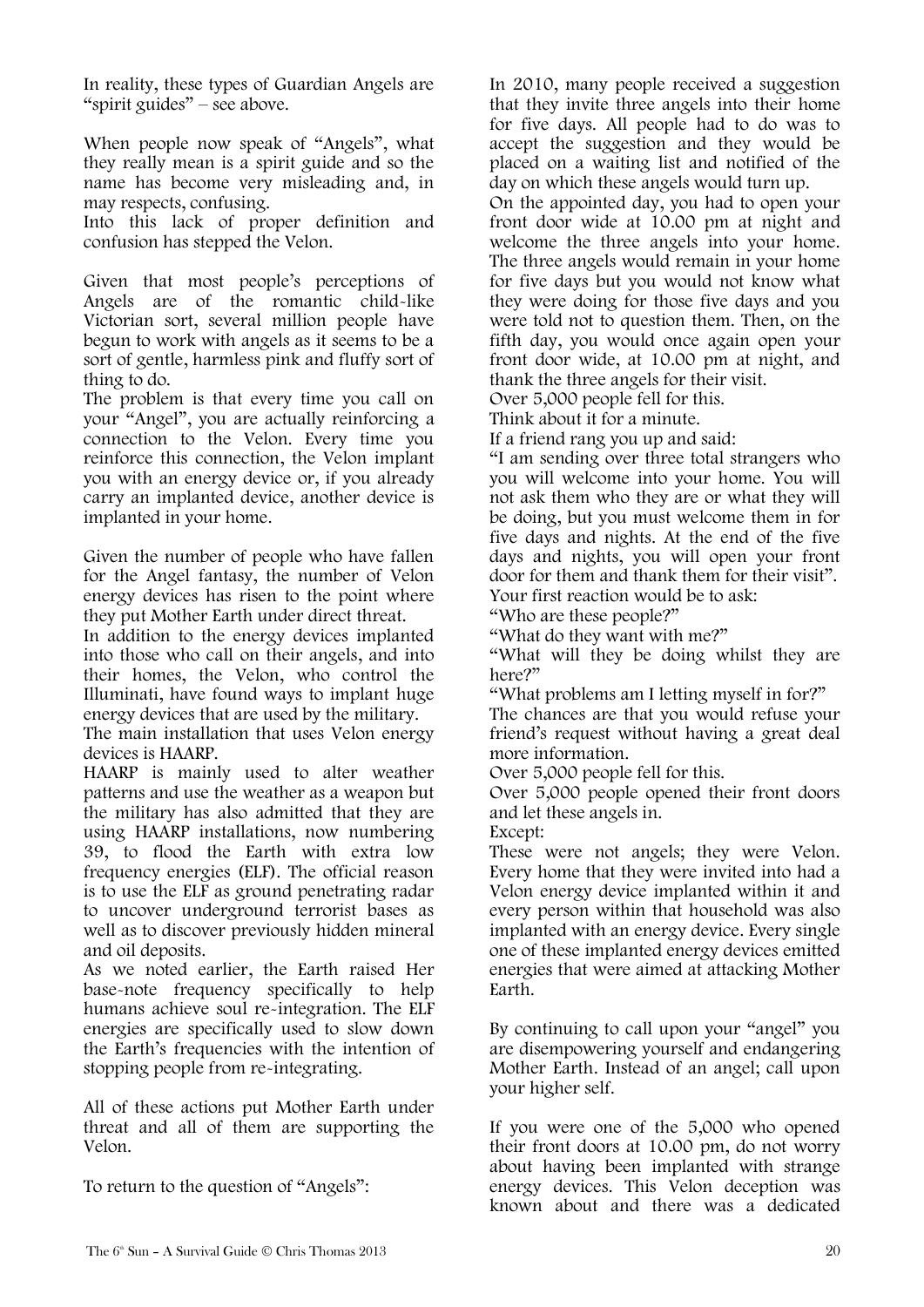In reality, these types of Guardian Angels are "spirit guides" – see above.

When people now speak of "Angels", what they really mean is a spirit guide and so the name has become very misleading and, in may respects, confusing.
Into this lack of proper definition and confusion has stepped the Velon.

Given that most people's perceptions of Angels are of the romantic child-like Victorian sort, several million people have begun to work with angels as it seems to be a sort of gentle, harmless pink and fluffy sort of thing to do.
The problem is that every time you call on your "Angel", you are actually reinforcing a connection to the Velon. Every time you reinforce this connection, the Velon implant you with an energy device or, if you already carry an implanted device, another device is implanted in your home.

Given the number of people who have fallen for the Angel fantasy, the number of Velon energy devices has risen to the point where they put Mother Earth under direct threat.
In addition to the energy devices implanted into those who call on their angels, and into their homes, the Velon, who control the Illuminati, have found ways to implant huge energy devices that are used by the military.
The main installation that uses Velon energy devices is HAARP.
HAARP is mainly used to alter weather patterns and use the weather as a weapon but the military has also admitted that they are using HAARP installations, now numbering 39, to flood the Earth with extra low frequency energies (ELF). The official reason is to use the ELF as ground penetrating radar to uncover underground terrorist bases as well as to discover previously hidden mineral and oil deposits.
As we noted earlier, the Earth raised Her base-note frequency specifically to help humans achieve soul re-integration. The ELF energies are specifically used to slow down the Earth's frequencies with the intention of stopping people from re-integrating.

All of these actions put Mother Earth under threat and all of them are supporting the Velon.

To return to the question of "Angels":

In 2010, many people received a suggestion that they invite three angels into their home for five days. All people had to do was to accept the suggestion and they would be placed on a waiting list and notified of the day on which these angels would turn up.
On the appointed day, you had to open your front door wide at 10.00 pm at night and welcome the three angels into your home. The three angels would remain in your home for five days but you would not know what they were doing for those five days and you were told not to question them. Then, on the fifth day, you would once again open your front door wide, at 10.00 pm at night, and thank the three angels for their visit.
Over 5,000 people fell for this.
Think about it for a minute.
If a friend rang you up and said:
"I am sending over three total strangers who you will welcome into your home. You will not ask them who they are or what they will be doing, but you must welcome them in for five days and nights. At the end of the five days and nights, you will open your front door for them and thank them for their visit".
Your first reaction would be to ask:
"Who are these people?"
"What do they want with me?"
"What will they be doing whilst they are here?"
"What problems am I letting myself in for?"
The chances are that you would refuse your friend's request without having a great deal more information.
Over 5,000 people fell for this.
Over 5,000 people opened their front doors and let these angels in.
Except:
These were not angels; they were Velon. Every home that they were invited into had a Velon energy device implanted within it and every person within that household was also implanted with an energy device. Every single one of these implanted energy devices emitted energies that were aimed at attacking Mother Earth.

By continuing to call upon your "angel" you are disempowering yourself and endangering Mother Earth. Instead of an angel; call upon your higher self.

If you were one of the 5,000 who opened their front doors at 10.00 pm, do not worry about having been implanted with strange energy devices. This Velon deception was known about and there was a dedicated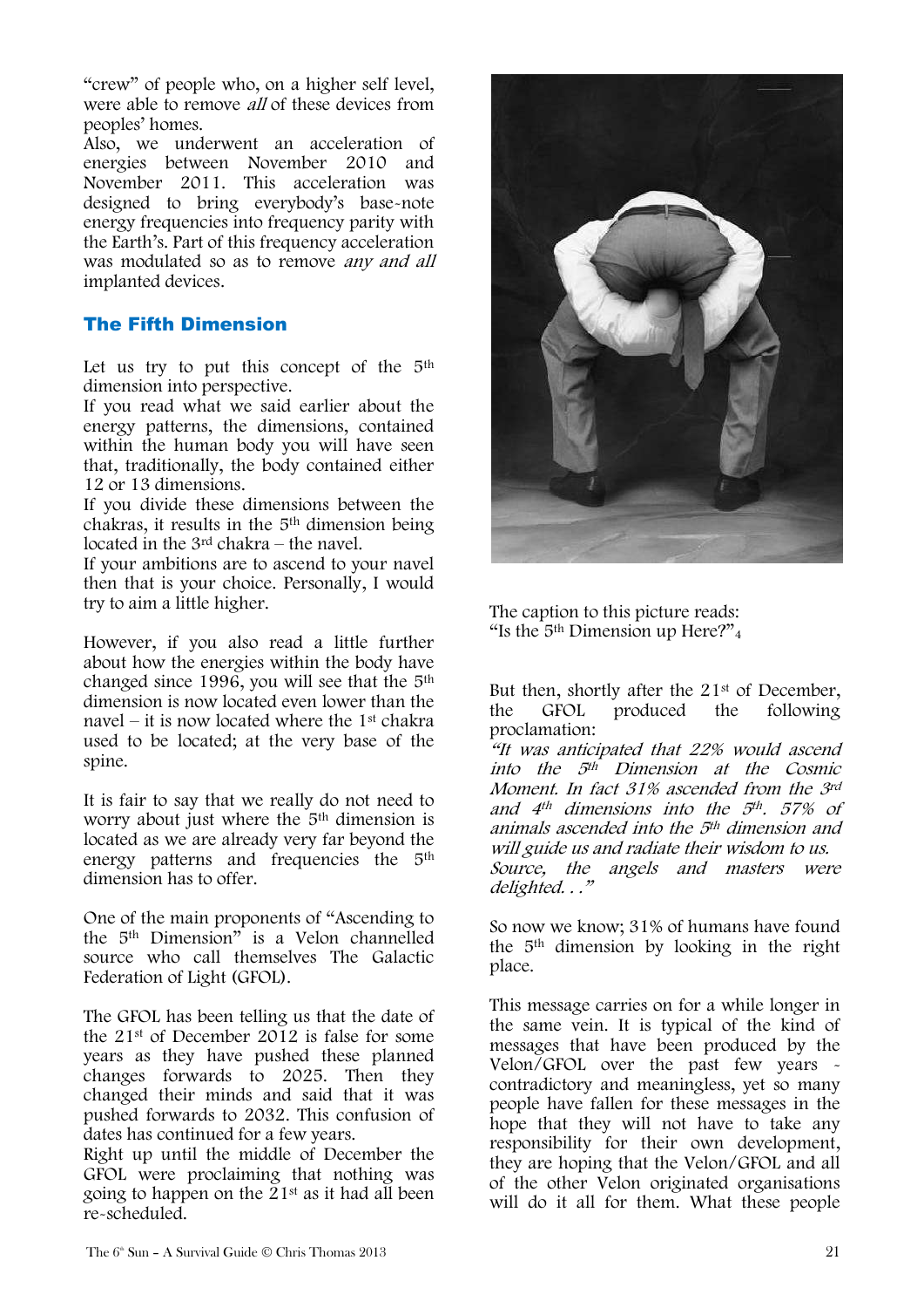"crew" of people who, on a higher self level, were able to remove *all* of these devices from peoples' homes.
Also, we underwent an acceleration of energies between November 2010 and November 2011. This acceleration was designed to bring everybody's base-note energy frequencies into frequency parity with the Earth's. Part of this frequency acceleration was modulated so as to remove *any and all* implanted devices.

## The Fifth Dimension

Let us try to put this concept of the 5th dimension into perspective.
If you read what we said earlier about the energy patterns, the dimensions, contained within the human body you will have seen that, traditionally, the body contained either 12 or 13 dimensions.
If you divide these dimensions between the chakras, it results in the 5th dimension being located in the 3rd chakra – the navel.
If your ambitions are to ascend to your navel then that is your choice. Personally, I would try to aim a little higher.

However, if you also read a little further about how the energies within the body have changed since 1996, you will see that the 5th dimension is now located even lower than the navel – it is now located where the 1st chakra used to be located; at the very base of the spine.

It is fair to say that we really do not need to worry about just where the 5th dimension is located as we are already very far beyond the energy patterns and frequencies the 5th dimension has to offer.

One of the main proponents of "Ascending to the 5th Dimension" is a Velon channelled source who call themselves The Galactic Federation of Light (GFOL).

The GFOL has been telling us that the date of the 21st of December 2012 is false for some years as they have pushed these planned changes forwards to 2025. Then they changed their minds and said that it was pushed forwards to 2032. This confusion of dates has continued for a few years.
Right up until the middle of December the GFOL were proclaiming that nothing was going to happen on the 21st as it had all been re-scheduled.

The caption to this picture reads:
"Is the 5th Dimension up Here?"[4]

But then, shortly after the 21st of December, the GFOL produced the following proclamation:
*"It was anticipated that 22% would ascend into the 5th Dimension at the Cosmic Moment. In fact 31% ascended from the 3rd and 4th dimensions into the 5th. 57% of animals ascended into the 5th dimension and will guide us and radiate their wisdom to us. Source, the angels and masters were delighted. . ."*

So now we know; 31% of humans have found the 5th dimension by looking in the right place.

This message carries on for a while longer in the same vein. It is typical of the kind of messages that have been produced by the Velon/GFOL over the past few years - contradictory and meaningless, yet so many people have fallen for these messages in the hope that they will not have to take any responsibility for their own development, they are hoping that the Velon/GFOL and all of the other Velon originated organisations will do it all for them. What these people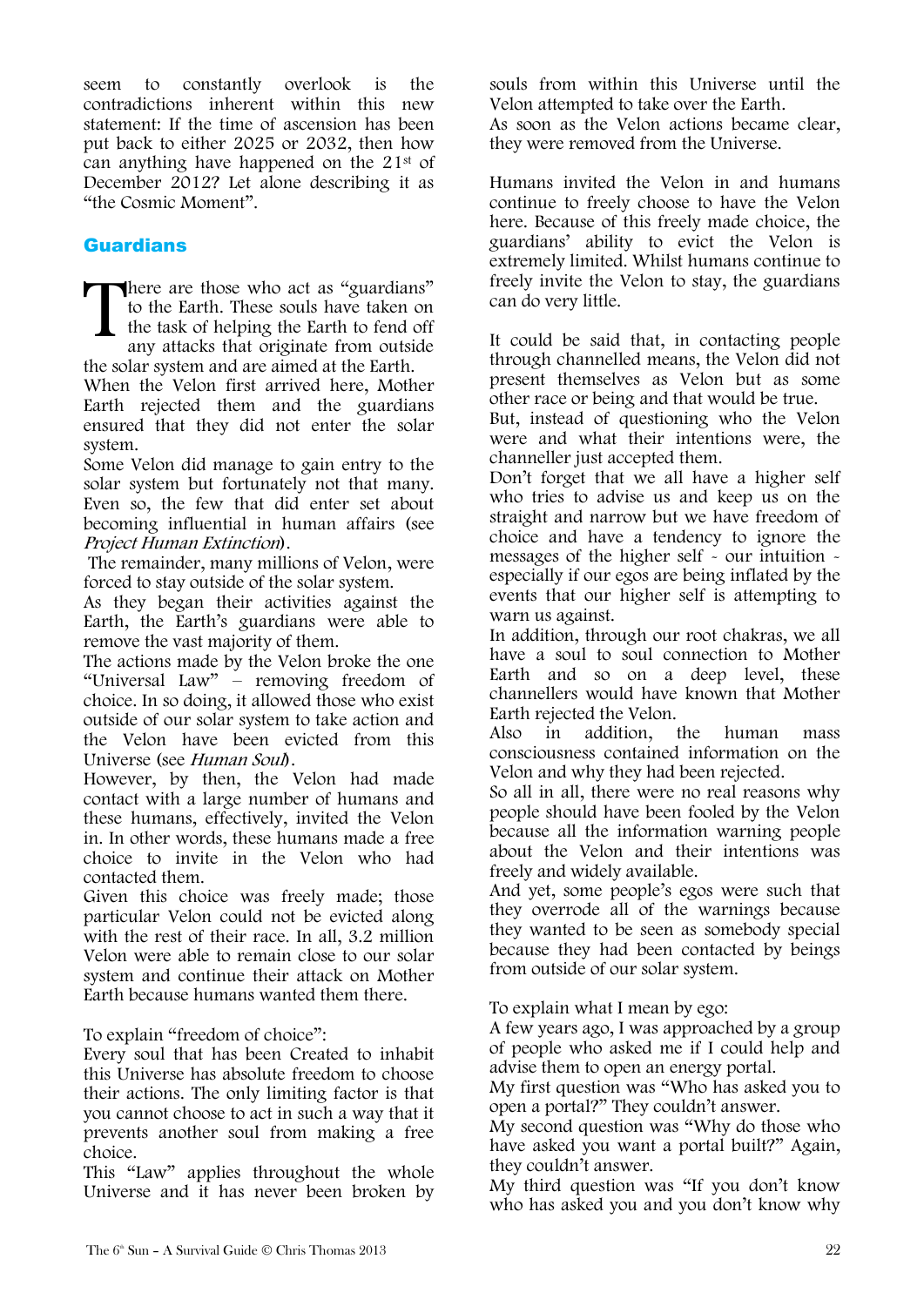seem to constantly overlook is the contradictions inherent within this new statement: If the time of ascension has been put back to either 2025 or 2032, then how can anything have happened on the 21st of December 2012? Let alone describing it as "the Cosmic Moment".

## Guardians

There are those who act as "guardians" to the Earth. These souls have taken on the task of helping the Earth to fend off any attacks that originate from outside the solar system and are aimed at the Earth.
When the Velon first arrived here, Mother Earth rejected them and the guardians ensured that they did not enter the solar system.
Some Velon did manage to gain entry to the solar system but fortunately not that many. Even so, the few that did enter set about becoming influential in human affairs (see *Project Human Extinction*).
The remainder, many millions of Velon, were forced to stay outside of the solar system.
As they began their activities against the Earth, the Earth's guardians were able to remove the vast majority of them.
The actions made by the Velon broke the one "Universal Law" – removing freedom of choice. In so doing, it allowed those who exist outside of our solar system to take action and the Velon have been evicted from this Universe (see *Human Soul*).
However, by then, the Velon had made contact with a large number of humans and these humans, effectively, invited the Velon in. In other words, these humans made a free choice to invite in the Velon who had contacted them.
Given this choice was freely made; those particular Velon could not be evicted along with the rest of their race. In all, 3.2 million Velon were able to remain close to our solar system and continue their attack on Mother Earth because humans wanted them there.

To explain "freedom of choice":
Every soul that has been Created to inhabit this Universe has absolute freedom to choose their actions. The only limiting factor is that you cannot choose to act in such a way that it prevents another soul from making a free choice.
This "Law" applies throughout the whole Universe and it has never been broken by souls from within this Universe until the Velon attempted to take over the Earth.
As soon as the Velon actions became clear, they were removed from the Universe.

Humans invited the Velon in and humans continue to freely choose to have the Velon here. Because of this freely made choice, the guardians' ability to evict the Velon is extremely limited. Whilst humans continue to freely invite the Velon to stay, the guardians can do very little.

It could be said that, in contacting people through channelled means, the Velon did not present themselves as Velon but as some other race or being and that would be true.
But, instead of questioning who the Velon were and what their intentions were, the channeller just accepted them.
Don't forget that we all have a higher self who tries to advise us and keep us on the straight and narrow but we have freedom of choice and have a tendency to ignore the messages of the higher self - our intuition - especially if our egos are being inflated by the events that our higher self is attempting to warn us against.
In addition, through our root chakras, we all have a soul to soul connection to Mother Earth and so on a deep level, these channellers would have known that Mother Earth rejected the Velon.
Also in addition, the human mass consciousness contained information on the Velon and why they had been rejected.
So all in all, there were no real reasons why people should have been fooled by the Velon because all the information warning people about the Velon and their intentions was freely and widely available.
And yet, some people's egos were such that they overrode all of the warnings because they wanted to be seen as somebody special because they had been contacted by beings from outside of our solar system.

To explain what I mean by ego:
A few years ago, I was approached by a group of people who asked me if I could help and advise them to open an energy portal.
My first question was "Who has asked you to open a portal?" They couldn't answer.
My second question was "Why do those who have asked you want a portal built?" Again, they couldn't answer.
My third question was "If you don't know who has asked you and you don't know why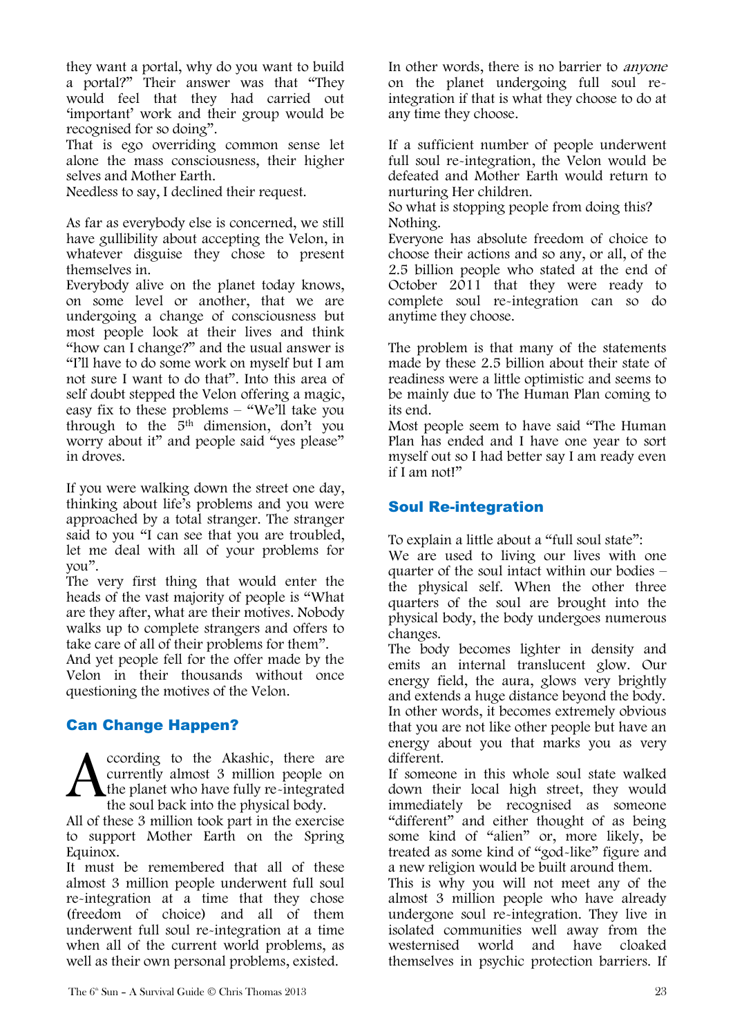they want a portal, why do you want to build a portal?" Their answer was that "They would feel that they had carried out 'important' work and their group would be recognised for so doing".

That is ego overriding common sense let alone the mass consciousness, their higher selves and Mother Earth.

Needless to say, I declined their request.

As far as everybody else is concerned, we still have gullibility about accepting the Velon, in whatever disguise they chose to present themselves in.

Everybody alive on the planet today knows, on some level or another, that we are undergoing a change of consciousness but most people look at their lives and think "how can I change?" and the usual answer is "I'll have to do some work on myself but I am not sure I want to do that". Into this area of self doubt stepped the Velon offering a magic, easy fix to these problems – "We'll take you through to the 5th dimension, don't you worry about it" and people said "yes please" in droves.

If you were walking down the street one day, thinking about life's problems and you were approached by a total stranger. The stranger said to you "I can see that you are troubled, let me deal with all of your problems for you".

The very first thing that would enter the heads of the vast majority of people is "What are they after, what are their motives. Nobody walks up to complete strangers and offers to take care of all of their problems for them".

And yet people fell for the offer made by the Velon in their thousands without once questioning the motives of the Velon.

## Can Change Happen?

According to the Akashic, there are currently almost 3 million people on the planet who have fully re-integrated the soul back into the physical body.

All of these 3 million took part in the exercise to support Mother Earth on the Spring Equinox.

It must be remembered that all of these almost 3 million people underwent full soul re-integration at a time that they chose (freedom of choice) and all of them underwent full soul re-integration at a time when all of the current world problems, as well as their own personal problems, existed.

In other words, there is no barrier to *anyone* on the planet undergoing full soul re-integration if that is what they choose to do at any time they choose.

If a sufficient number of people underwent full soul re-integration, the Velon would be defeated and Mother Earth would return to nurturing Her children.

So what is stopping people from doing this?

Nothing.

Everyone has absolute freedom of choice to choose their actions and so any, or all, of the 2.5 billion people who stated at the end of October 2011 that they were ready to complete soul re-integration can so do anytime they choose.

The problem is that many of the statements made by these 2.5 billion about their state of readiness were a little optimistic and seems to be mainly due to The Human Plan coming to its end.

Most people seem to have said "The Human Plan has ended and I have one year to sort myself out so I had better say I am ready even if I am not!"

## Soul Re-integration

To explain a little about a "full soul state":

We are used to living our lives with one quarter of the soul intact within our bodies – the physical self. When the other three quarters of the soul are brought into the physical body, the body undergoes numerous changes.

The body becomes lighter in density and emits an internal translucent glow. Our energy field, the aura, glows very brightly and extends a huge distance beyond the body. In other words, it becomes extremely obvious that you are not like other people but have an energy about you that marks you as very different.

If someone in this whole soul state walked down their local high street, they would immediately be recognised as someone "different" and either thought of as being some kind of "alien" or, more likely, be treated as some kind of "god-like" figure and a new religion would be built around them.

This is why you will not meet any of the almost 3 million people who have already undergone soul re-integration. They live in isolated communities well away from the westernised world and have cloaked themselves in psychic protection barriers. If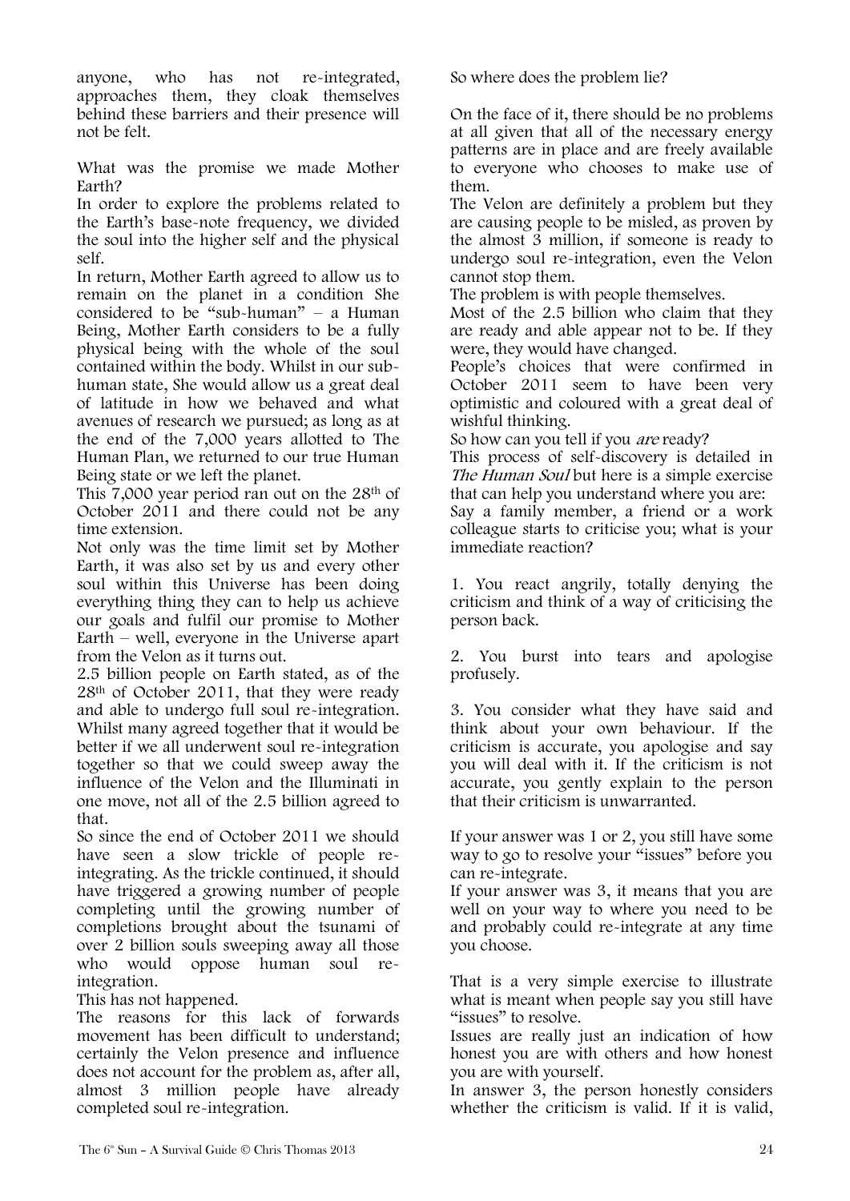anyone, who has not re-integrated, approaches them, they cloak themselves behind these barriers and their presence will not be felt.

What was the promise we made Mother Earth?

In order to explore the problems related to the Earth's base-note frequency, we divided the soul into the higher self and the physical self.

In return, Mother Earth agreed to allow us to remain on the planet in a condition She considered to be "sub-human" – a Human Being, Mother Earth considers to be a fully physical being with the whole of the soul contained within the body. Whilst in our sub-human state, She would allow us a great deal of latitude in how we behaved and what avenues of research we pursued; as long as at the end of the 7,000 years allotted to The Human Plan, we returned to our true Human Being state or we left the planet.

This 7,000 year period ran out on the 28th of October 2011 and there could not be any time extension.

Not only was the time limit set by Mother Earth, it was also set by us and every other soul within this Universe has been doing everything thing they can to help us achieve our goals and fulfil our promise to Mother Earth – well, everyone in the Universe apart from the Velon as it turns out.

2.5 billion people on Earth stated, as of the 28th of October 2011, that they were ready and able to undergo full soul re-integration. Whilst many agreed together that it would be better if we all underwent soul re-integration together so that we could sweep away the influence of the Velon and the Illuminati in one move, not all of the 2.5 billion agreed to that.

So since the end of October 2011 we should have seen a slow trickle of people re-integrating. As the trickle continued, it should have triggered a growing number of people completing until the growing number of completions brought about the tsunami of over 2 billion souls sweeping away all those who would oppose human soul re-integration.

This has not happened.

The reasons for this lack of forwards movement has been difficult to understand; certainly the Velon presence and influence does not account for the problem as, after all, almost 3 million people have already completed soul re-integration.

So where does the problem lie?

On the face of it, there should be no problems at all given that all of the necessary energy patterns are in place and are freely available to everyone who chooses to make use of them.

The Velon are definitely a problem but they are causing people to be misled, as proven by the almost 3 million, if someone is ready to undergo soul re-integration, even the Velon cannot stop them.

The problem is with people themselves.

Most of the 2.5 billion who claim that they are ready and able appear not to be. If they were, they would have changed.

People's choices that were confirmed in October 2011 seem to have been very optimistic and coloured with a great deal of wishful thinking.

So how can you tell if you *are* ready?

This process of self-discovery is detailed in *The Human Soul* but here is a simple exercise that can help you understand where you are:

Say a family member, a friend or a work colleague starts to criticise you; what is your immediate reaction?

1. You react angrily, totally denying the criticism and think of a way of criticising the person back.

2. You burst into tears and apologise profusely.

3. You consider what they have said and think about your own behaviour. If the criticism is accurate, you apologise and say you will deal with it. If the criticism is not accurate, you gently explain to the person that their criticism is unwarranted.

If your answer was 1 or 2, you still have some way to go to resolve your "issues" before you can re-integrate.

If your answer was 3, it means that you are well on your way to where you need to be and probably could re-integrate at any time you choose.

That is a very simple exercise to illustrate what is meant when people say you still have "issues" to resolve.

Issues are really just an indication of how honest you are with others and how honest you are with yourself.

In answer 3, the person honestly considers whether the criticism is valid. If it is valid,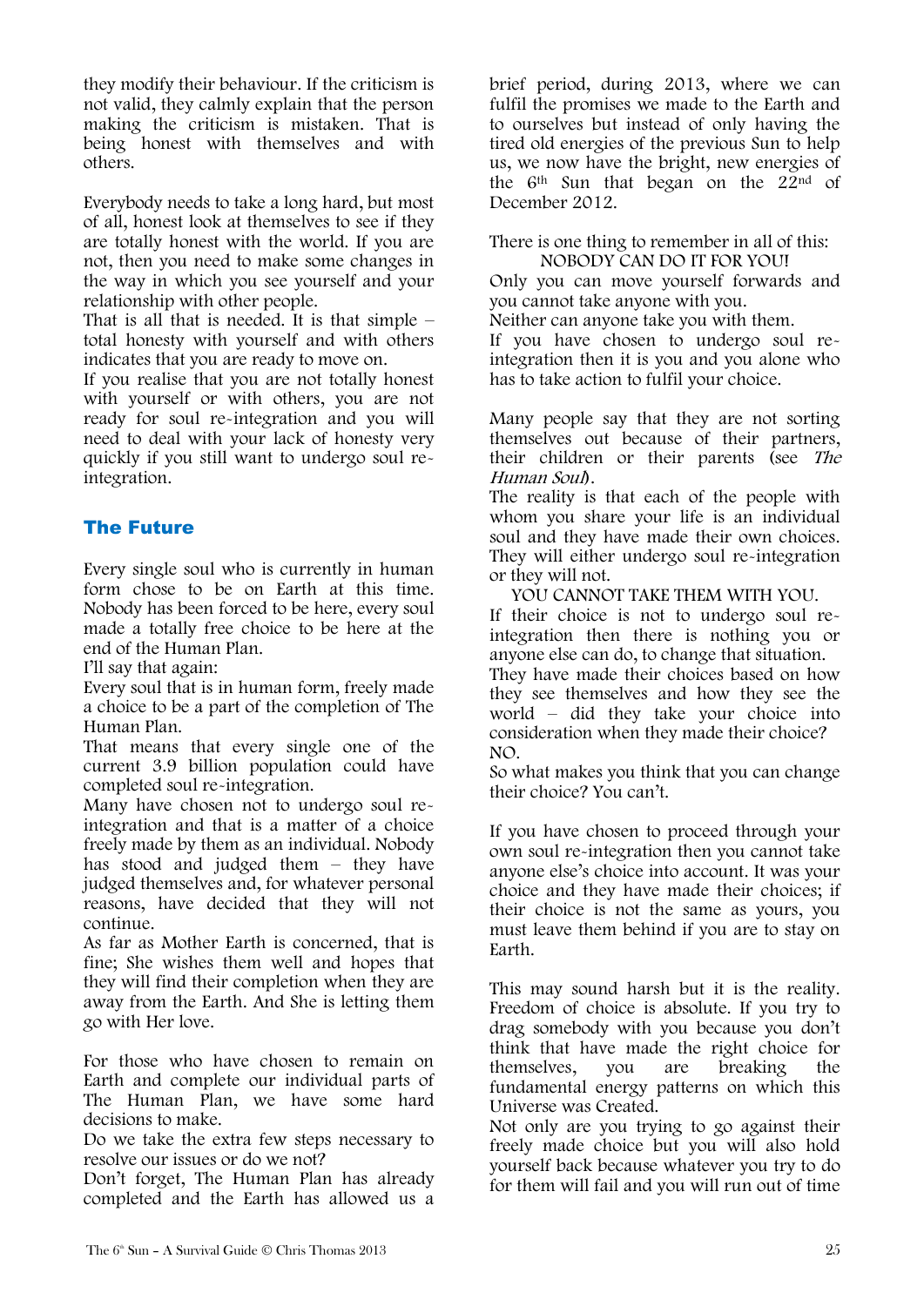they modify their behaviour. If the criticism is not valid, they calmly explain that the person making the criticism is mistaken. That is being honest with themselves and with others.

Everybody needs to take a long hard, but most of all, honest look at themselves to see if they are totally honest with the world. If you are not, then you need to make some changes in the way in which you see yourself and your relationship with other people.

That is all that is needed. It is that simple – total honesty with yourself and with others indicates that you are ready to move on.

If you realise that you are not totally honest with yourself or with others, you are not ready for soul re-integration and you will need to deal with your lack of honesty very quickly if you still want to undergo soul re-integration.

## The Future

Every single soul who is currently in human form chose to be on Earth at this time. Nobody has been forced to be here, every soul made a totally free choice to be here at the end of the Human Plan.

I'll say that again:

Every soul that is in human form, freely made a choice to be a part of the completion of The Human Plan.

That means that every single one of the current 3.9 billion population could have completed soul re-integration.

Many have chosen not to undergo soul re-integration and that is a matter of a choice freely made by them as an individual. Nobody has stood and judged them – they have judged themselves and, for whatever personal reasons, have decided that they will not continue.

As far as Mother Earth is concerned, that is fine; She wishes them well and hopes that they will find their completion when they are away from the Earth. And She is letting them go with Her love.

For those who have chosen to remain on Earth and complete our individual parts of The Human Plan, we have some hard decisions to make.

Do we take the extra few steps necessary to resolve our issues or do we not?

Don't forget, The Human Plan has already completed and the Earth has allowed us a brief period, during 2013, where we can fulfil the promises we made to the Earth and to ourselves but instead of only having the tired old energies of the previous Sun to help us, we now have the bright, new energies of the 6th Sun that began on the 22nd of December 2012.

There is one thing to remember in all of this:

NOBODY CAN DO IT FOR YOU!

Only you can move yourself forwards and you cannot take anyone with you.

Neither can anyone take you with them.

If you have chosen to undergo soul re-integration then it is you and you alone who has to take action to fulfil your choice.

Many people say that they are not sorting themselves out because of their partners, their children or their parents (see *The Human Soul*).

The reality is that each of the people with whom you share your life is an individual soul and they have made their own choices. They will either undergo soul re-integration or they will not.

YOU CANNOT TAKE THEM WITH YOU.

If their choice is not to undergo soul re-integration then there is nothing you or anyone else can do, to change that situation.

They have made their choices based on how they see themselves and how they see the world – did they take your choice into consideration when they made their choice? NO.

So what makes you think that you can change their choice? You can't.

If you have chosen to proceed through your own soul re-integration then you cannot take anyone else's choice into account. It was your choice and they have made their choices; if their choice is not the same as yours, you must leave them behind if you are to stay on Earth.

This may sound harsh but it is the reality. Freedom of choice is absolute. If you try to drag somebody with you because you don't think that have made the right choice for themselves, you are breaking the fundamental energy patterns on which this Universe was Created.

Not only are you trying to go against their freely made choice but you will also hold yourself back because whatever you try to do for them will fail and you will run out of time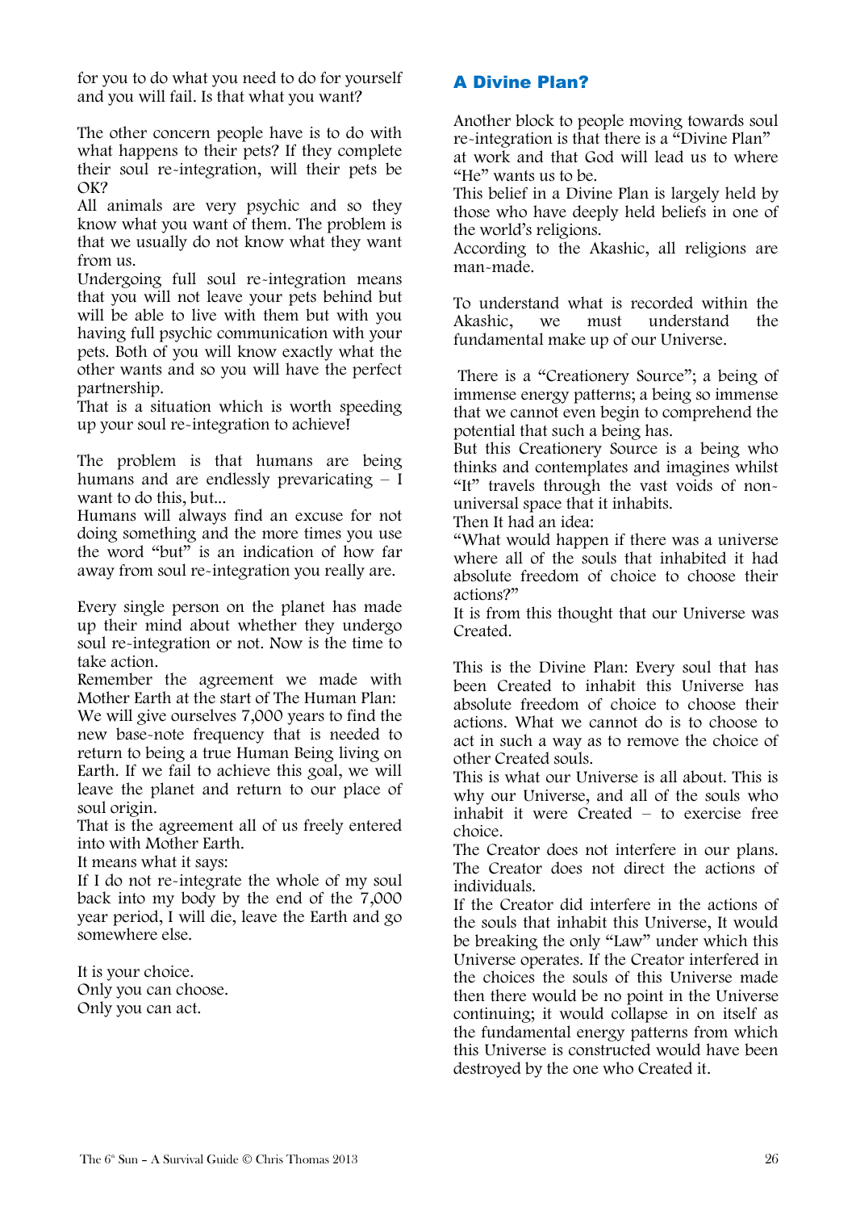for you to do what you need to do for yourself and you will fail. Is that what you want?

The other concern people have is to do with what happens to their pets? If they complete their soul re-integration, will their pets be OK?
All animals are very psychic and so they know what you want of them. The problem is that we usually do not know what they want from us.
Undergoing full soul re-integration means that you will not leave your pets behind but will be able to live with them but with you having full psychic communication with your pets. Both of you will know exactly what the other wants and so you will have the perfect partnership.
That is a situation which is worth speeding up your soul re-integration to achieve!

The problem is that humans are being humans and are endlessly prevaricating – I want to do this, but...
Humans will always find an excuse for not doing something and the more times you use the word "but" is an indication of how far away from soul re-integration you really are.

Every single person on the planet has made up their mind about whether they undergo soul re-integration or not. Now is the time to take action.
Remember the agreement we made with Mother Earth at the start of The Human Plan:
We will give ourselves 7,000 years to find the new base-note frequency that is needed to return to being a true Human Being living on Earth. If we fail to achieve this goal, we will leave the planet and return to our place of soul origin.
That is the agreement all of us freely entered into with Mother Earth.
It means what it says:
If I do not re-integrate the whole of my soul back into my body by the end of the 7,000 year period, I will die, leave the Earth and go somewhere else.

It is your choice.
Only you can choose.
Only you can act.

## A Divine Plan?

Another block to people moving towards soul re-integration is that there is a "Divine Plan" at work and that God will lead us to where "He" wants us to be.
This belief in a Divine Plan is largely held by those who have deeply held beliefs in one of the world's religions.
According to the Akashic, all religions are man-made.

To understand what is recorded within the Akashic, we must understand the fundamental make up of our Universe.

There is a "Creationery Source"; a being of immense energy patterns; a being so immense that we cannot even begin to comprehend the potential that such a being has.
But this Creationery Source is a being who thinks and contemplates and imagines whilst "It" travels through the vast voids of non-universal space that it inhabits.
Then It had an idea:
"What would happen if there was a universe where all of the souls that inhabited it had absolute freedom of choice to choose their actions?"
It is from this thought that our Universe was Created.

This is the Divine Plan: Every soul that has been Created to inhabit this Universe has absolute freedom of choice to choose their actions. What we cannot do is to choose to act in such a way as to remove the choice of other Created souls.
This is what our Universe is all about. This is why our Universe, and all of the souls who inhabit it were Created – to exercise free choice.
The Creator does not interfere in our plans. The Creator does not direct the actions of individuals.
If the Creator did interfere in the actions of the souls that inhabit this Universe, It would be breaking the only "Law" under which this Universe operates. If the Creator interfered in the choices the souls of this Universe made then there would be no point in the Universe continuing; it would collapse in on itself as the fundamental energy patterns from which this Universe is constructed would have been destroyed by the one who Created it.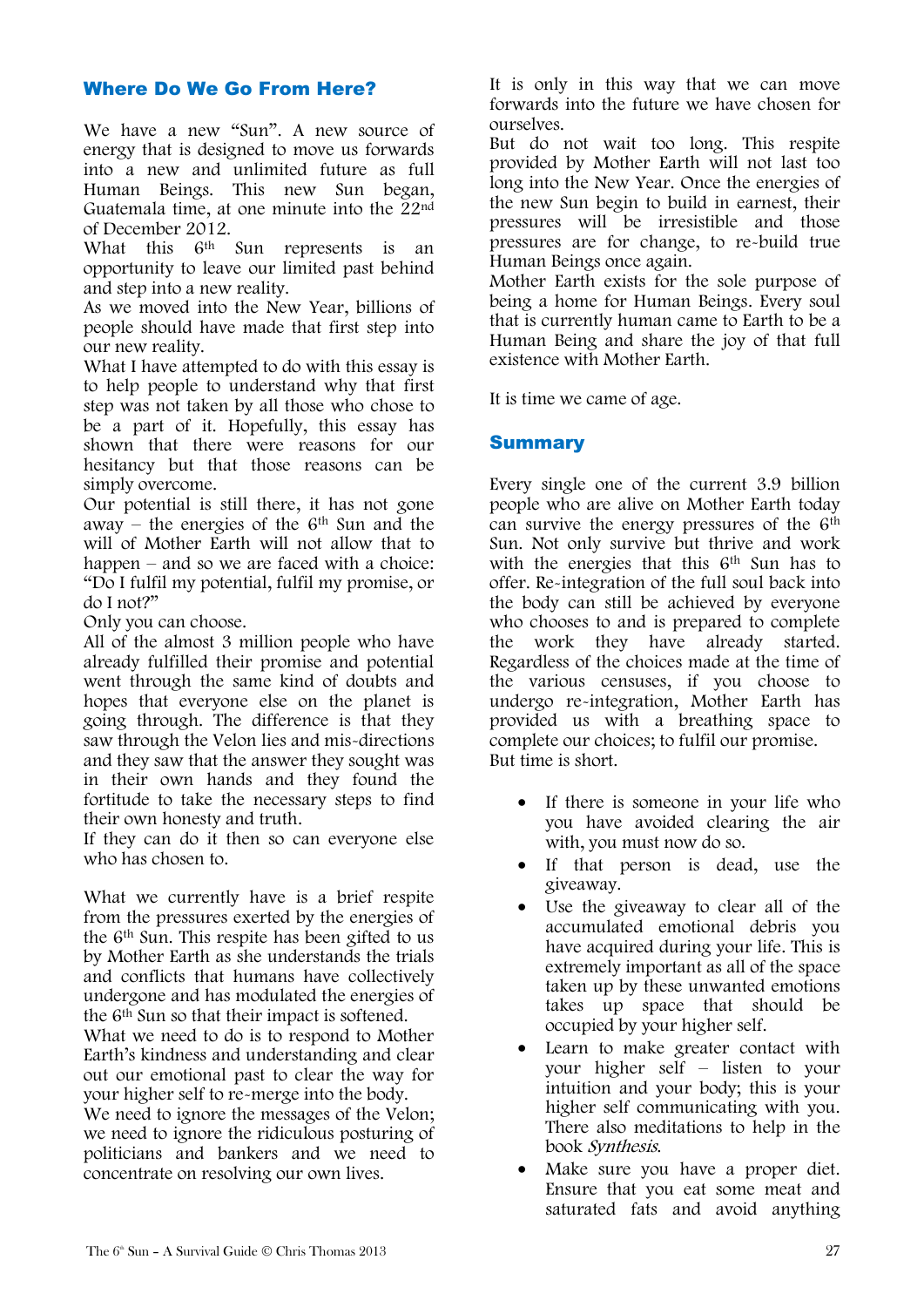## Where Do We Go From Here?

We have a new "Sun". A new source of energy that is designed to move us forwards into a new and unlimited future as full Human Beings. This new Sun began, Guatemala time, at one minute into the 22nd of December 2012.

What this 6th Sun represents is an opportunity to leave our limited past behind and step into a new reality.

As we moved into the New Year, billions of people should have made that first step into our new reality.

What I have attempted to do with this essay is to help people to understand why that first step was not taken by all those who chose to be a part of it. Hopefully, this essay has shown that there were reasons for our hesitancy but that those reasons can be simply overcome.

Our potential is still there, it has not gone away – the energies of the 6th Sun and the will of Mother Earth will not allow that to happen – and so we are faced with a choice: "Do I fulfil my potential, fulfil my promise, or do I not?"

Only you can choose.

All of the almost 3 million people who have already fulfilled their promise and potential went through the same kind of doubts and hopes that everyone else on the planet is going through. The difference is that they saw through the Velon lies and mis-directions and they saw that the answer they sought was in their own hands and they found the fortitude to take the necessary steps to find their own honesty and truth.

If they can do it then so can everyone else who has chosen to.

What we currently have is a brief respite from the pressures exerted by the energies of the 6th Sun. This respite has been gifted to us by Mother Earth as she understands the trials and conflicts that humans have collectively undergone and has modulated the energies of the 6th Sun so that their impact is softened.

What we need to do is to respond to Mother Earth's kindness and understanding and clear out our emotional past to clear the way for your higher self to re-merge into the body.

We need to ignore the messages of the Velon; we need to ignore the ridiculous posturing of politicians and bankers and we need to concentrate on resolving our own lives.

It is only in this way that we can move forwards into the future we have chosen for ourselves.

But do not wait too long. This respite provided by Mother Earth will not last too long into the New Year. Once the energies of the new Sun begin to build in earnest, their pressures will be irresistible and those pressures are for change, to re-build true Human Beings once again.

Mother Earth exists for the sole purpose of being a home for Human Beings. Every soul that is currently human came to Earth to be a Human Being and share the joy of that full existence with Mother Earth.

It is time we came of age.

## Summary

Every single one of the current 3.9 billion people who are alive on Mother Earth today can survive the energy pressures of the 6th Sun. Not only survive but thrive and work with the energies that this 6th Sun has to offer. Re-integration of the full soul back into the body can still be achieved by everyone who chooses to and is prepared to complete the work they have already started. Regardless of the choices made at the time of the various censuses, if you choose to undergo re-integration, Mother Earth has provided us with a breathing space to complete our choices; to fulfil our promise.

But time is short.

- If there is someone in your life who you have avoided clearing the air with, you must now do so.
- If that person is dead, use the giveaway.
- Use the giveaway to clear all of the accumulated emotional debris you have acquired during your life. This is extremely important as all of the space taken up by these unwanted emotions takes up space that should be occupied by your higher self.
- Learn to make greater contact with your higher self – listen to your intuition and your body; this is your higher self communicating with you. There also meditations to help in the book *Synthesis*.
- Make sure you have a proper diet. Ensure that you eat some meat and saturated fats and avoid anything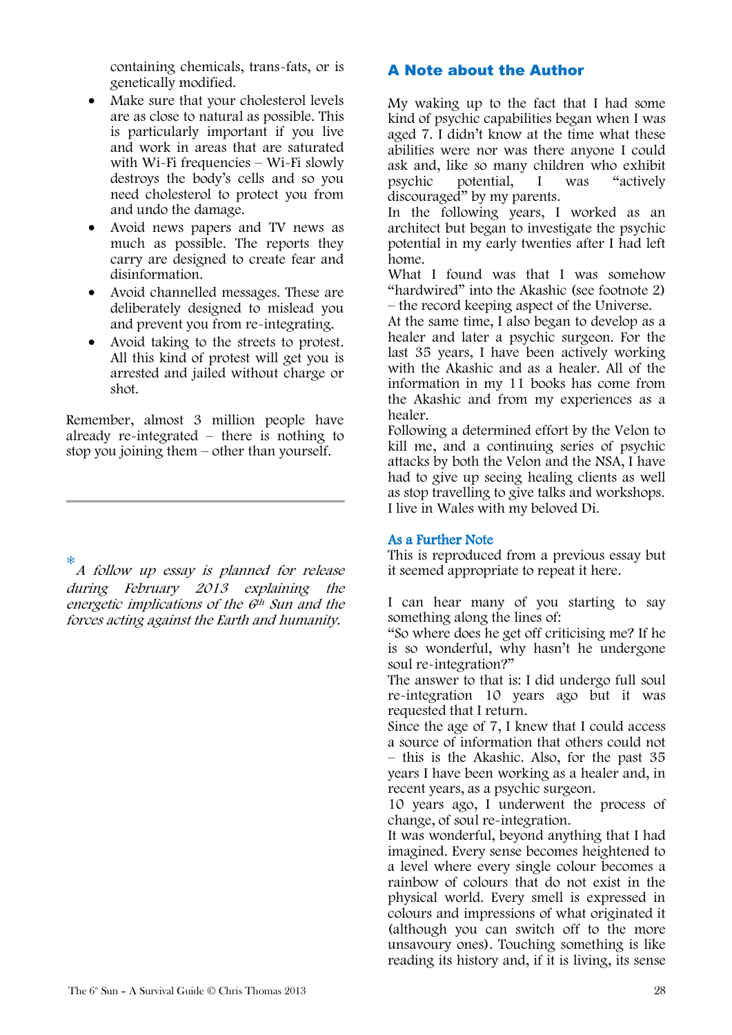containing chemicals, trans-fats, or is genetically modified.

- Make sure that your cholesterol levels are as close to natural as possible. This is particularly important if you live and work in areas that are saturated with Wi-Fi frequencies – Wi-Fi slowly destroys the body's cells and so you need cholesterol to protect you from and undo the damage.
- Avoid news papers and TV news as much as possible. The reports they carry are designed to create fear and disinformation.
- Avoid channelled messages. These are deliberately designed to mislead you and prevent you from re-integrating.
- Avoid taking to the streets to protest. All this kind of protest will get you is arrested and jailed without charge or shot.

Remember, almost 3 million people have already re-integrated – there is nothing to stop you joining them – other than yourself.

---

\* *A follow up essay is planned for release during February 2013 explaining the energetic implications of the 6th Sun and the forces acting against the Earth and humanity.*

## A Note about the Author

My waking up to the fact that I had some kind of psychic capabilities began when I was aged 7. I didn't know at the time what these abilities were nor was there anyone I could ask and, like so many children who exhibit psychic potential, I was "actively discouraged" by my parents.

In the following years, I worked as an architect but began to investigate the psychic potential in my early twenties after I had left home.

What I found was that I was somehow "hardwired" into the Akashic (see footnote 2) – the record keeping aspect of the Universe.

At the same time, I also began to develop as a healer and later a psychic surgeon. For the last 35 years, I have been actively working with the Akashic and as a healer. All of the information in my 11 books has come from the Akashic and from my experiences as a healer.

Following a determined effort by the Velon to kill me, and a continuing series of psychic attacks by both the Velon and the NSA, I have had to give up seeing healing clients as well as stop travelling to give talks and workshops. I live in Wales with my beloved Di.

### As a Further Note

This is reproduced from a previous essay but it seemed appropriate to repeat it here.

I can hear many of you starting to say something along the lines of:

"So where does he get off criticising me? If he is so wonderful, why hasn't he undergone soul re-integration?"

The answer to that is: I did undergo full soul re-integration 10 years ago but it was requested that I return.

Since the age of 7, I knew that I could access a source of information that others could not – this is the Akashic. Also, for the past 35 years I have been working as a healer and, in recent years, as a psychic surgeon.

10 years ago, I underwent the process of change, of soul re-integration.

It was wonderful, beyond anything that I had imagined. Every sense becomes heightened to a level where every single colour becomes a rainbow of colours that do not exist in the physical world. Every smell is expressed in colours and impressions of what originated it (although you can switch off to the more unsavoury ones). Touching something is like reading its history and, if it is living, its sense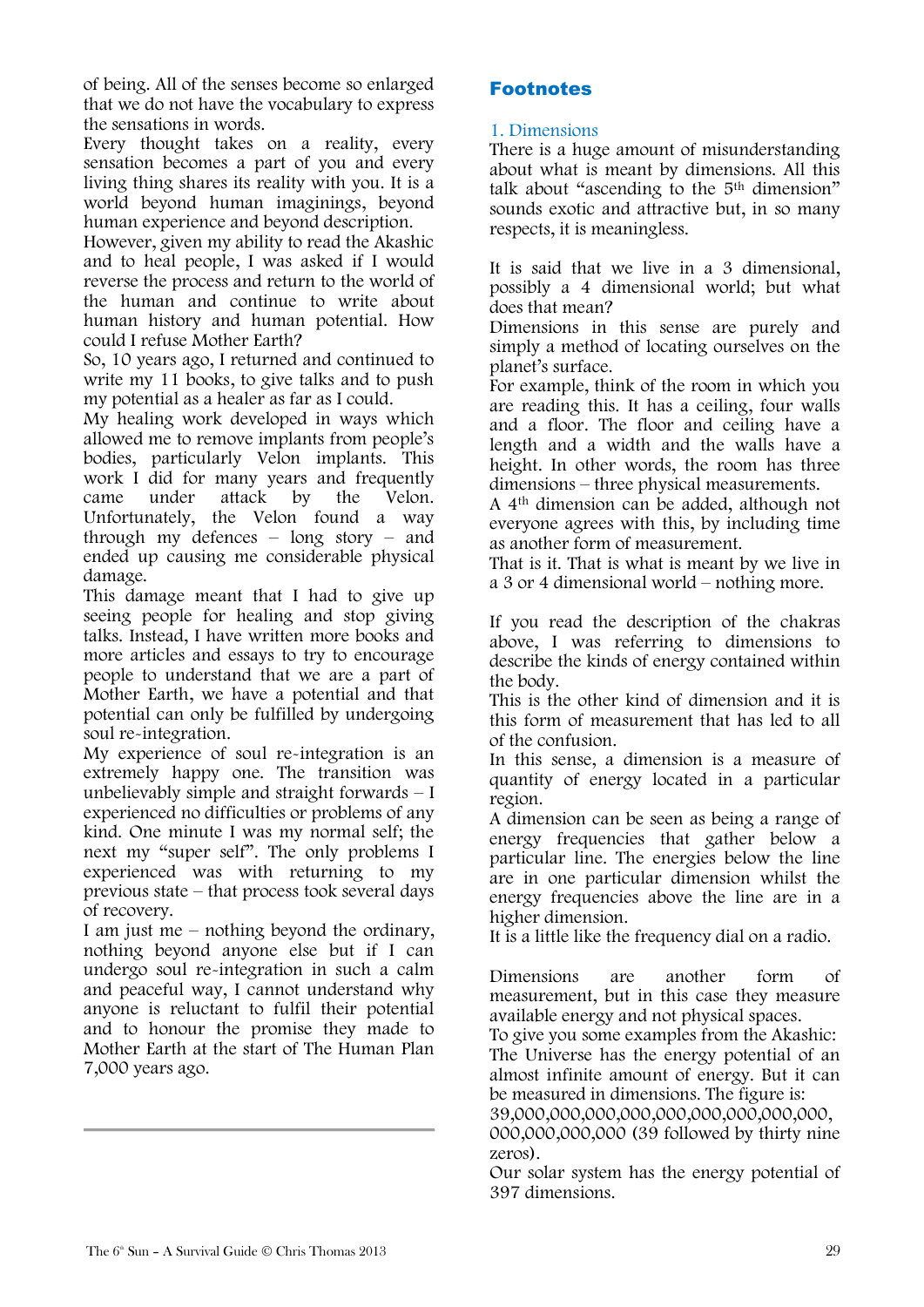of being. All of the senses become so enlarged that we do not have the vocabulary to express the sensations in words.

Every thought takes on a reality, every sensation becomes a part of you and every living thing shares its reality with you. It is a world beyond human imaginings, beyond human experience and beyond description.

However, given my ability to read the Akashic and to heal people, I was asked if I would reverse the process and return to the world of the human and continue to write about human history and human potential. How could I refuse Mother Earth?

So, 10 years ago, I returned and continued to write my 11 books, to give talks and to push my potential as a healer as far as I could.

My healing work developed in ways which allowed me to remove implants from people's bodies, particularly Velon implants. This work I did for many years and frequently came under attack by the Velon. Unfortunately, the Velon found a way through my defences – long story – and ended up causing me considerable physical damage.

This damage meant that I had to give up seeing people for healing and stop giving talks. Instead, I have written more books and more articles and essays to try to encourage people to understand that we are a part of Mother Earth, we have a potential and that potential can only be fulfilled by undergoing soul re-integration.

My experience of soul re-integration is an extremely happy one. The transition was unbelievably simple and straight forwards – I experienced no difficulties or problems of any kind. One minute I was my normal self; the next my "super self". The only problems I experienced was with returning to my previous state – that process took several days of recovery.

I am just me – nothing beyond the ordinary, nothing beyond anyone else but if I can undergo soul re-integration in such a calm and peaceful way, I cannot understand why anyone is reluctant to fulfil their potential and to honour the promise they made to Mother Earth at the start of The Human Plan 7,000 years ago.

---

## Footnotes

### 1. Dimensions

There is a huge amount of misunderstanding about what is meant by dimensions. All this talk about "ascending to the 5th dimension" sounds exotic and attractive but, in so many respects, it is meaningless.

It is said that we live in a 3 dimensional, possibly a 4 dimensional world; but what does that mean?

Dimensions in this sense are purely and simply a method of locating ourselves on the planet's surface.

For example, think of the room in which you are reading this. It has a ceiling, four walls and a floor. The floor and ceiling have a length and a width and the walls have a height. In other words, the room has three dimensions – three physical measurements.

A 4th dimension can be added, although not everyone agrees with this, by including time as another form of measurement.

That is it. That is what is meant by we live in a 3 or 4 dimensional world – nothing more.

If you read the description of the chakras above, I was referring to dimensions to describe the kinds of energy contained within the body.

This is the other kind of dimension and it is this form of measurement that has led to all of the confusion.

In this sense, a dimension is a measure of quantity of energy located in a particular region.

A dimension can be seen as being a range of energy frequencies that gather below a particular line. The energies below the line are in one particular dimension whilst the energy frequencies above the line are in a higher dimension.

It is a little like the frequency dial on a radio.

Dimensions are another form of measurement, but in this case they measure available energy and not physical spaces.

To give you some examples from the Akashic:

The Universe has the energy potential of an almost infinite amount of energy. But it can be measured in dimensions. The figure is:

39,000,000,000,000,000,000,000,000,000,000,000,000,000 (39 followed by thirty nine zeros).

Our solar system has the energy potential of 397 dimensions.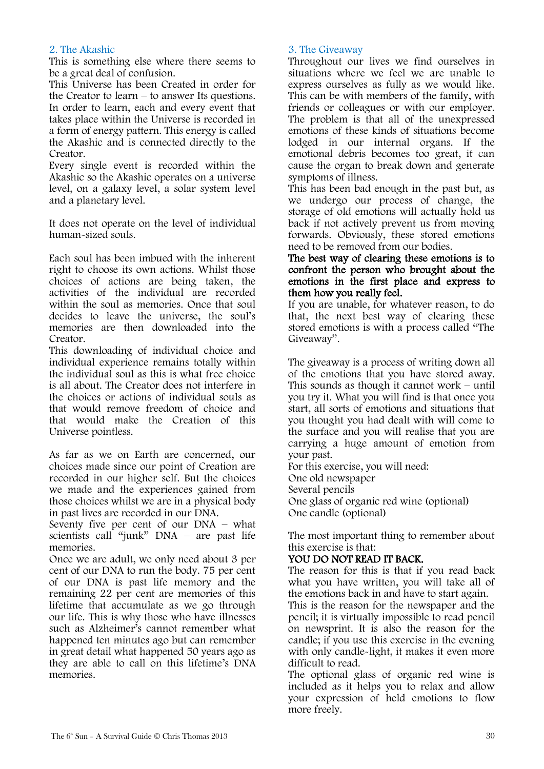## 2. The Akashic

This is something else where there seems to be a great deal of confusion.

This Universe has been Created in order for the Creator to learn – to answer Its questions. In order to learn, each and every event that takes place within the Universe is recorded in a form of energy pattern. This energy is called the Akashic and is connected directly to the Creator.

Every single event is recorded within the Akashic so the Akashic operates on a universe level, on a galaxy level, a solar system level and a planetary level.

It does not operate on the level of individual human-sized souls.

Each soul has been imbued with the inherent right to choose its own actions. Whilst those choices of actions are being taken, the activities of the individual are recorded within the soul as memories. Once that soul decides to leave the universe, the soul's memories are then downloaded into the Creator.

This downloading of individual choice and individual experience remains totally within the individual soul as this is what free choice is all about. The Creator does not interfere in the choices or actions of individual souls as that would remove freedom of choice and that would make the Creation of this Universe pointless.

As far as we on Earth are concerned, our choices made since our point of Creation are recorded in our higher self. But the choices we made and the experiences gained from those choices whilst we are in a physical body in past lives are recorded in our DNA.

Seventy five per cent of our DNA – what scientists call "junk" DNA – are past life memories.

Once we are adult, we only need about 3 per cent of our DNA to run the body. 75 per cent of our DNA is past life memory and the remaining 22 per cent are memories of this lifetime that accumulate as we go through our life. This is why those who have illnesses such as Alzheimer's cannot remember what happened ten minutes ago but can remember in great detail what happened 50 years ago as they are able to call on this lifetime's DNA memories.

## 3. The Giveaway

Throughout our lives we find ourselves in situations where we feel we are unable to express ourselves as fully as we would like. This can be with members of the family, with friends or colleagues or with our employer. The problem is that all of the unexpressed emotions of these kinds of situations become lodged in our internal organs. If the emotional debris becomes too great, it can cause the organ to break down and generate symptoms of illness.

This has been bad enough in the past but, as we undergo our process of change, the storage of old emotions will actually hold us back if not actively prevent us from moving forwards. Obviously, these stored emotions need to be removed from our bodies.

**The best way of clearing these emotions is to confront the person who brought about the emotions in the first place and express to them how you really feel.**

If you are unable, for whatever reason, to do that, the next best way of clearing these stored emotions is with a process called "The Giveaway".

The giveaway is a process of writing down all of the emotions that you have stored away. This sounds as though it cannot work – until you try it. What you will find is that once you start, all sorts of emotions and situations that you thought you had dealt with will come to the surface and you will realise that you are carrying a huge amount of emotion from your past.

For this exercise, you will need:

One old newspaper
Several pencils
One glass of organic red wine (optional)
One candle (optional)

The most important thing to remember about this exercise is that:

**YOU DO NOT READ IT BACK.**

The reason for this is that if you read back what you have written, you will take all of the emotions back in and have to start again.

This is the reason for the newspaper and the pencil; it is virtually impossible to read pencil on newsprint. It is also the reason for the candle; if you use this exercise in the evening with only candle-light, it makes it even more difficult to read.

The optional glass of organic red wine is included as it helps you to relax and allow your expression of held emotions to flow more freely.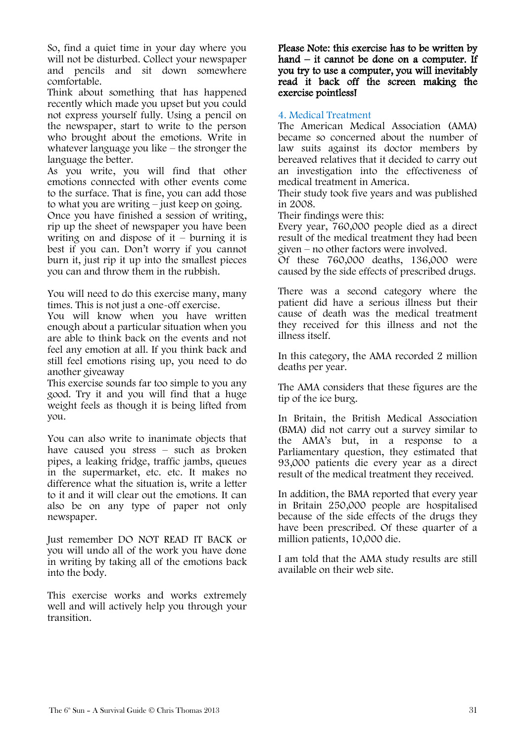So, find a quiet time in your day where you will not be disturbed. Collect your newspaper and pencils and sit down somewhere comfortable.
Think about something that has happened recently which made you upset but you could not express yourself fully. Using a pencil on the newspaper, start to write to the person who brought about the emotions. Write in whatever language you like – the stronger the language the better.
As you write, you will find that other emotions connected with other events come to the surface. That is fine, you can add those to what you are writing – just keep on going.
Once you have finished a session of writing, rip up the sheet of newspaper you have been writing on and dispose of it – burning it is best if you can. Don't worry if you cannot burn it, just rip it up into the smallest pieces you can and throw them in the rubbish.

You will need to do this exercise many, many times. This is not just a one-off exercise.
You will know when you have written enough about a particular situation when you are able to think back on the events and not feel any emotion at all. If you think back and still feel emotions rising up, you need to do another giveaway
This exercise sounds far too simple to you any good. Try it and you will find that a huge weight feels as though it is being lifted from you.

You can also write to inanimate objects that have caused you stress – such as broken pipes, a leaking fridge, traffic jambs, queues in the supermarket, etc. etc. It makes no difference what the situation is, write a letter to it and it will clear out the emotions. It can also be on any type of paper not only newspaper.

Just remember DO NOT READ IT BACK or you will undo all of the work you have done in writing by taking all of the emotions back into the body.

This exercise works and works extremely well and will actively help you through your transition.

**Please Note: this exercise has to be written by hand – it cannot be done on a computer. If you try to use a computer, you will inevitably read it back off the screen making the exercise pointless!**

## 4. Medical Treatment

The American Medical Association (AMA) became so concerned about the number of law suits against its doctor members by bereaved relatives that it decided to carry out an investigation into the effectiveness of medical treatment in America.
Their study took five years and was published in 2008.
Their findings were this:
Every year, 760,000 people died as a direct result of the medical treatment they had been given – no other factors were involved.
Of these 760,000 deaths, 136,000 were caused by the side effects of prescribed drugs.

There was a second category where the patient did have a serious illness but their cause of death was the medical treatment they received for this illness and not the illness itself.

In this category, the AMA recorded 2 million deaths per year.

The AMA considers that these figures are the tip of the ice burg.

In Britain, the British Medical Association (BMA) did not carry out a survey similar to the AMA's but, in a response to a Parliamentary question, they estimated that 93,000 patients die every year as a direct result of the medical treatment they received.

In addition, the BMA reported that every year in Britain 250,000 people are hospitalised because of the side effects of the drugs they have been prescribed. Of these quarter of a million patients, 10,000 die.

I am told that the AMA study results are still available on their web site.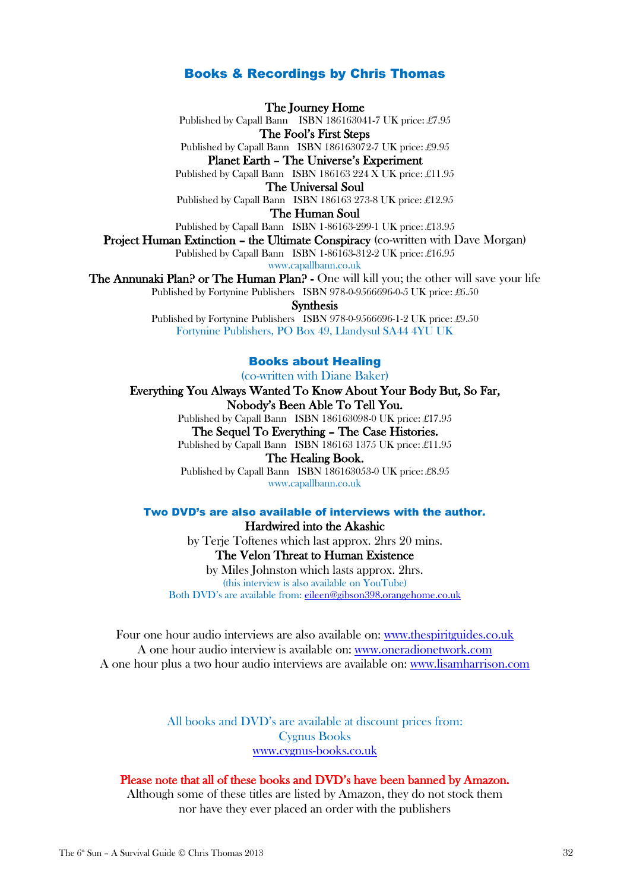## Books & Recordings by Chris Thomas

**The Journey Home**
Published by Capall Bann ISBN 186163041-7 UK price: £7.95

**The Fool's First Steps**
Published by Capall Bann ISBN 186163072-7 UK price: £9.95

**Planet Earth – The Universe's Experiment**
Published by Capall Bann ISBN 186163 224 X UK price: £11.95

**The Universal Soul**
Published by Capall Bann ISBN 186163 273-8 UK price: £12.95

**The Human Soul**
Published by Capall Bann ISBN 1-86163-299-1 UK price: £13.95

**Project Human Extinction – the Ultimate Conspiracy** (co-written with Dave Morgan)
Published by Capall Bann ISBN 1-86163-312-2 UK price: £16.95
www.capallbann.co.uk

**The Annunaki Plan? or The Human Plan? -** One will kill you; the other will save your life
Published by Fortynine Publishers ISBN 978-0-9566696-0-5 UK price: £6.50

**Synthesis**
Published by Fortynine Publishers ISBN 978-0-9566696-1-2 UK price: £9.50
Fortynine Publishers, PO Box 49, Llandysul SA44 4YU UK

## Books about Healing

(co-written with Diane Baker)

**Everything You Always Wanted To Know About Your Body But, So Far, Nobody's Been Able To Tell You.**
Published by Capall Bann ISBN 186163098-0 UK price: £17.95

**The Sequel To Everything – The Case Histories.**
Published by Capall Bann ISBN 186163 1375 UK price: £11.95

**The Healing Book.**
Published by Capall Bann ISBN 186163053-0 UK price: £8.95
www.capallbann.co.uk

### Two DVD's are also available of interviews with the author.

**Hardwired into the Akashic**
by Terje Toftenes which last approx. 2hrs 20 mins.

**The Velon Threat to Human Existence**
by Miles Johnston which lasts approx. 2hrs.
(this interview is also available on YouTube)
Both DVD's are available from: eileen@gibson398.orangehome.co.uk

Four one hour audio interviews are also available on: www.thespiritguides.co.uk
A one hour audio interview is available on: www.oneradionetwork.com
A one hour plus a two hour audio interviews are available on: www.lisamharrison.com

All books and DVD's are available at discount prices from:
Cygnus Books
www.cygnus-books.co.uk

Please note that all of these books and DVD's have been banned by Amazon.
Although some of these titles are listed by Amazon, they do not stock them nor have they ever placed an order with the publishers